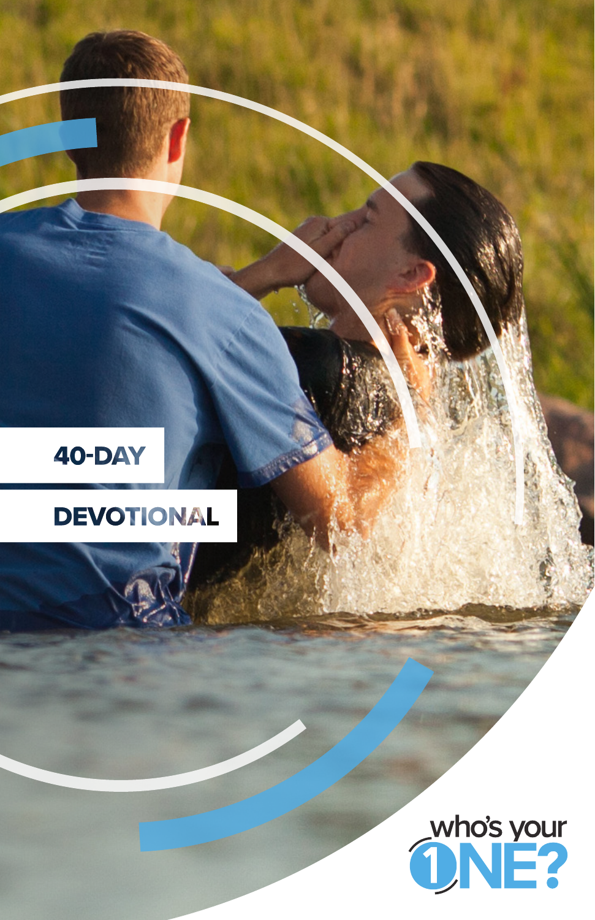# 40-DAY DEVOTIONAL

who's your ONE?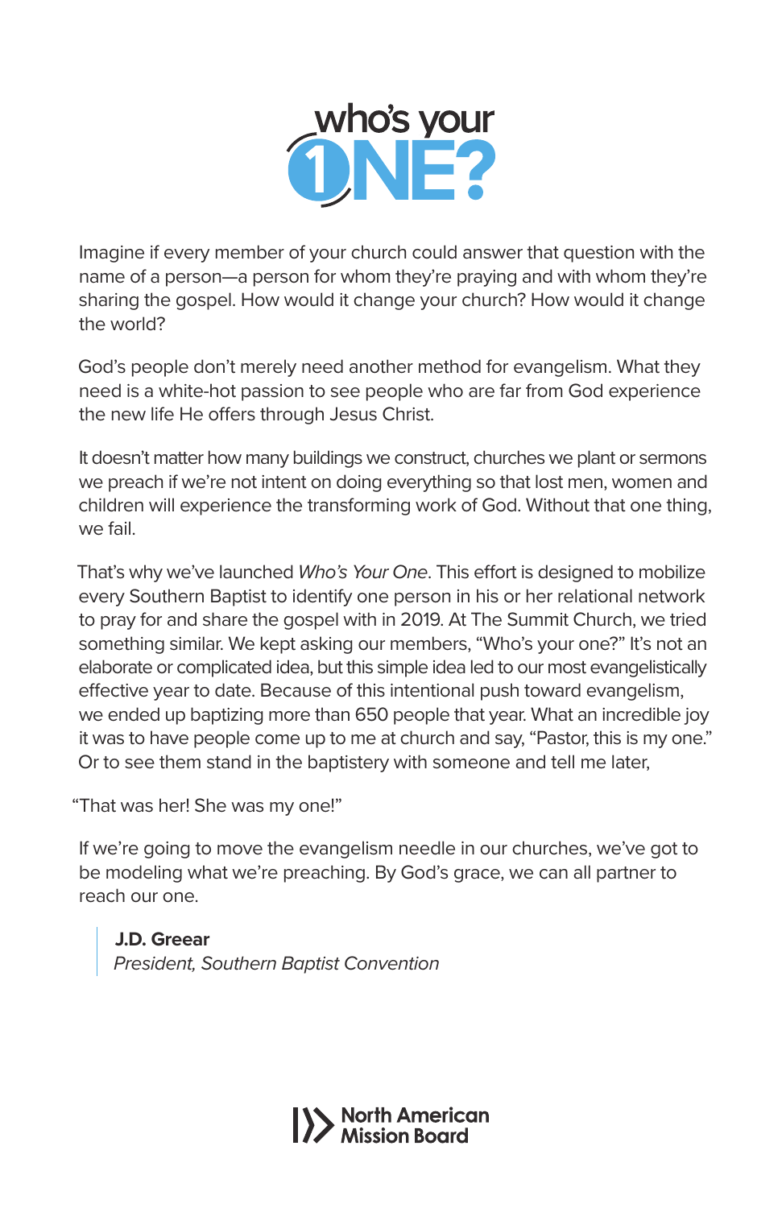# who's your ONE?

Imagine if every member of your church could answer that question with the name of a person—a person for whom they're praying and with whom they're sharing the gospel. How would it change your church? How would it change the world?

God's people don't merely need another method for evangelism. What they need is a white-hot passion to see people who are far from God experience the new life He offers through Jesus Christ.

It doesn't matter how many buildings we construct, churches we plant or sermons we preach if we're not intent on doing everything so that lost men, women and children will experience the transforming work of God. Without that one thing, we fail.

That's why we've launched *Who's Your One*. This effort is designed to mobilize every Southern Baptist to identify one person in his or her relational network to pray for and share the gospel with in 2019. At The Summit Church, we tried something similar. We kept asking our members, "Who's your one?" It's not an elaborate or complicated idea, but this simple idea led to our most evangelistically effective year to date. Because of this intentional push toward evangelism, we ended up baptizing more than 650 people that year. What an incredible joy it was to have people come up to me at church and say, "Pastor, this is my one." Or to see them stand in the baptistery with someone and tell me later,

"That was her! She was my one!"

If we're going to move the evangelism needle in our churches, we've got to be modeling what we're preaching. By God's grace, we can all partner to reach our one.

> **J.D. Greear**
> *President, Southern Baptist Convention*

North American Mission Board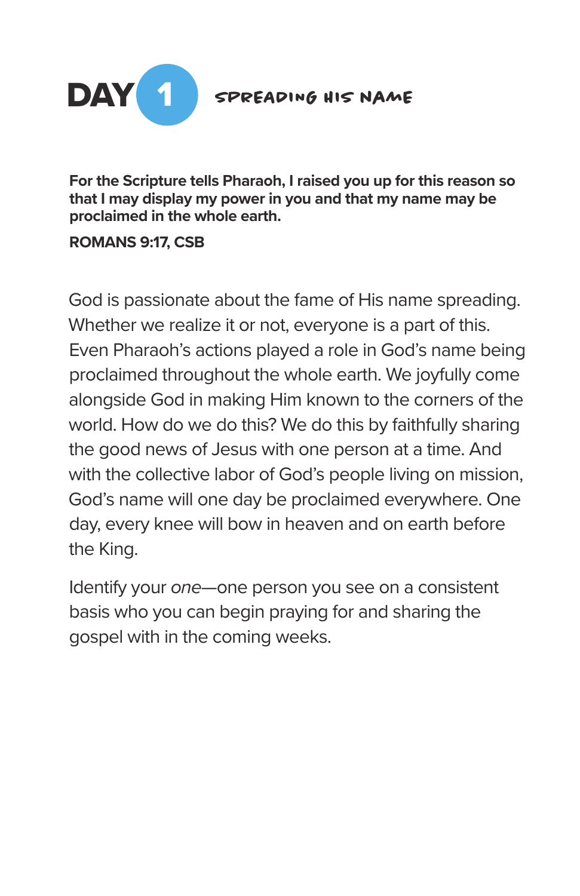# DAY 1 SPREADING HIS NAME

**For the Scripture tells Pharaoh, I raised you up for this reason so that I may display my power in you and that my name may be proclaimed in the whole earth.**

**ROMANS 9:17, CSB**

God is passionate about the fame of His name spreading. Whether we realize it or not, everyone is a part of this. Even Pharaoh's actions played a role in God's name being proclaimed throughout the whole earth. We joyfully come alongside God in making Him known to the corners of the world. How do we do this? We do this by faithfully sharing the good news of Jesus with one person at a time. And with the collective labor of God's people living on mission, God's name will one day be proclaimed everywhere. One day, every knee will bow in heaven and on earth before the King.

Identify your *one*—one person you see on a consistent basis who you can begin praying for and sharing the gospel with in the coming weeks.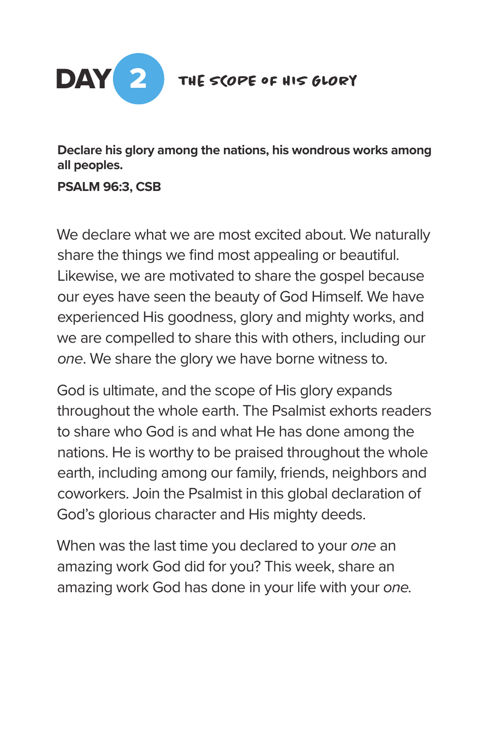# DAY 2 THE SCOPE OF HIS GLORY

**Declare his glory among the nations, his wondrous works among all peoples.**

**PSALM 96:3, CSB**

We declare what we are most excited about. We naturally share the things we find most appealing or beautiful. Likewise, we are motivated to share the gospel because our eyes have seen the beauty of God Himself. We have experienced His goodness, glory and mighty works, and we are compelled to share this with others, including our *one*. We share the glory we have borne witness to.

God is ultimate, and the scope of His glory expands throughout the whole earth. The Psalmist exhorts readers to share who God is and what He has done among the nations. He is worthy to be praised throughout the whole earth, including among our family, friends, neighbors and coworkers. Join the Psalmist in this global declaration of God's glorious character and His mighty deeds.

When was the last time you declared to your *one* an amazing work God did for you? This week, share an amazing work God has done in your life with your *one*.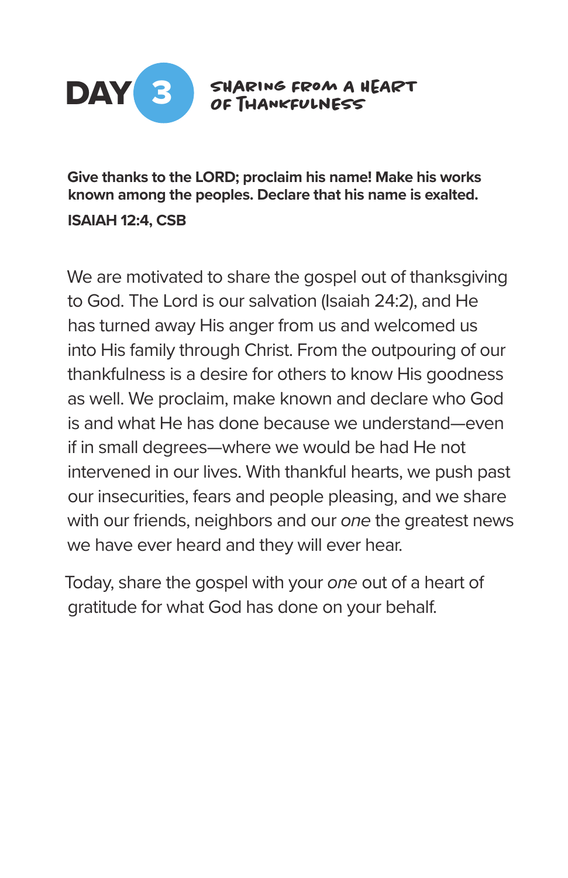# DAY 3 SHARING FROM A HEART OF THANKFULNESS

**Give thanks to the LORD; proclaim his name! Make his works known among the peoples. Declare that his name is exalted.**

**ISAIAH 12:4, CSB**

We are motivated to share the gospel out of thanksgiving to God. The Lord is our salvation (Isaiah 24:2), and He has turned away His anger from us and welcomed us into His family through Christ. From the outpouring of our thankfulness is a desire for others to know His goodness as well. We proclaim, make known and declare who God is and what He has done because we understand—even if in small degrees—where we would be had He not intervened in our lives. With thankful hearts, we push past our insecurities, fears and people pleasing, and we share with our friends, neighbors and our *one* the greatest news we have ever heard and they will ever hear.

Today, share the gospel with your *one* out of a heart of gratitude for what God has done on your behalf.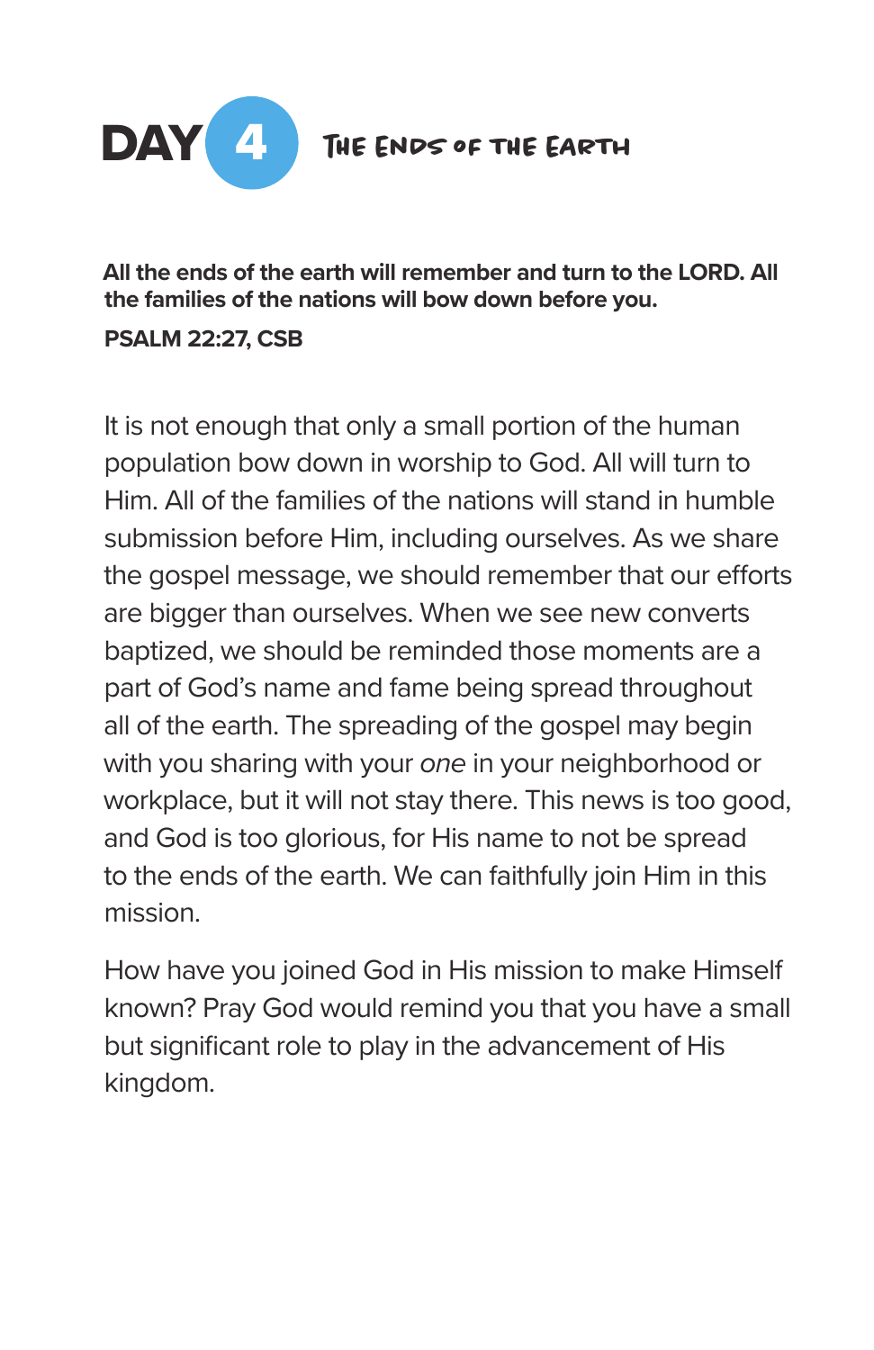# DAY 4 — The Ends of the Earth

**All the ends of the earth will remember and turn to the LORD. All the families of the nations will bow down before you.**

**PSALM 22:27, CSB**

It is not enough that only a small portion of the human population bow down in worship to God. All will turn to Him. All of the families of the nations will stand in humble submission before Him, including ourselves. As we share the gospel message, we should remember that our efforts are bigger than ourselves. When we see new converts baptized, we should be reminded those moments are a part of God's name and fame being spread throughout all of the earth. The spreading of the gospel may begin with you sharing with your *one* in your neighborhood or workplace, but it will not stay there. This news is too good, and God is too glorious, for His name to not be spread to the ends of the earth. We can faithfully join Him in this mission.

How have you joined God in His mission to make Himself known? Pray God would remind you that you have a small but significant role to play in the advancement of His kingdom.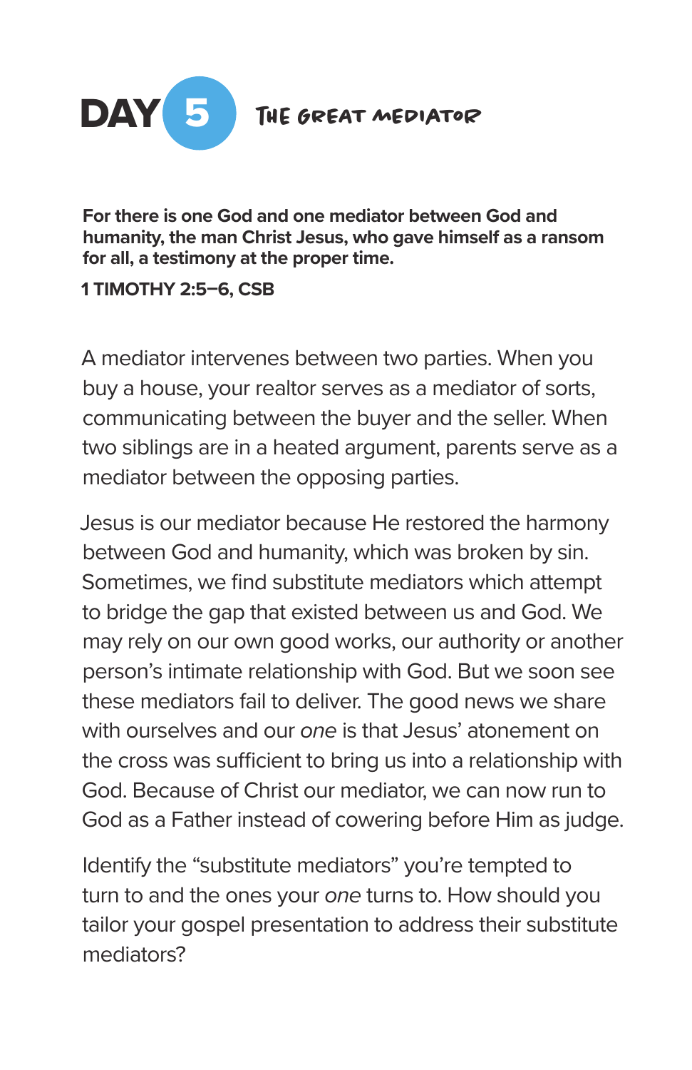# DAY 5 THE GREAT MEDIATOR

**For there is one God and one mediator between God and humanity, the man Christ Jesus, who gave himself as a ransom for all, a testimony at the proper time.**

**1 TIMOTHY 2:5–6, CSB**

A mediator intervenes between two parties. When you buy a house, your realtor serves as a mediator of sorts, communicating between the buyer and the seller. When two siblings are in a heated argument, parents serve as a mediator between the opposing parties.

Jesus is our mediator because He restored the harmony between God and humanity, which was broken by sin. Sometimes, we find substitute mediators which attempt to bridge the gap that existed between us and God. We may rely on our own good works, our authority or another person's intimate relationship with God. But we soon see these mediators fail to deliver. The good news we share with ourselves and our *one* is that Jesus' atonement on the cross was sufficient to bring us into a relationship with God. Because of Christ our mediator, we can now run to God as a Father instead of cowering before Him as judge.

Identify the "substitute mediators" you're tempted to turn to and the ones your *one* turns to. How should you tailor your gospel presentation to address their substitute mediators?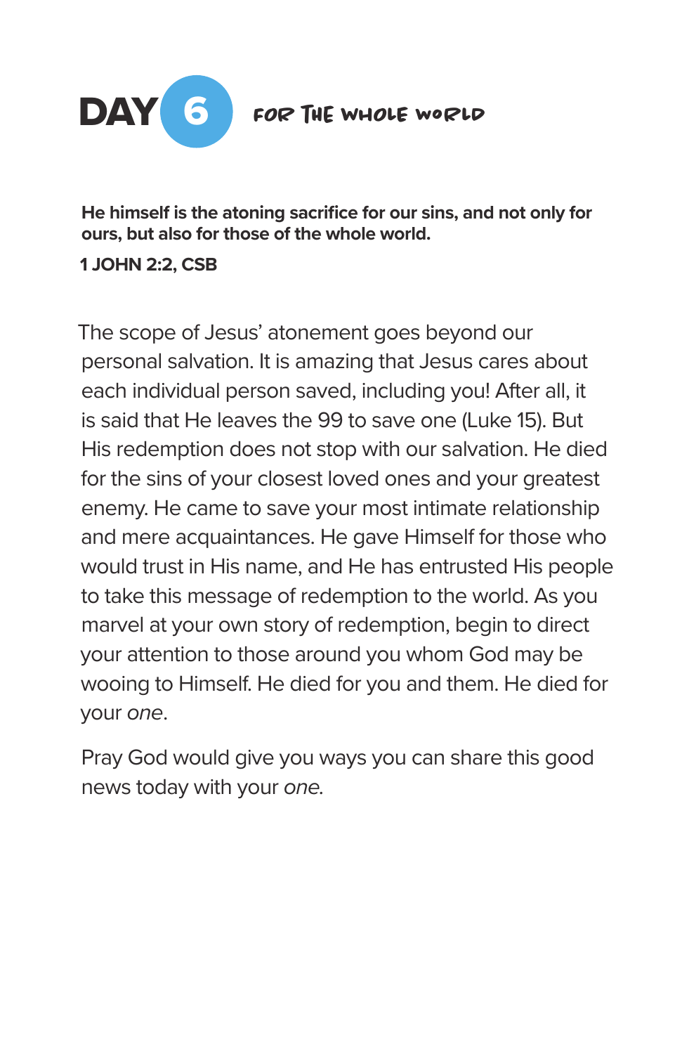## DAY 6 FOR THE WHOLE WORLD

**He himself is the atoning sacrifice for our sins, and not only for ours, but also for those of the whole world.**

**1 JOHN 2:2, CSB**

The scope of Jesus' atonement goes beyond our personal salvation. It is amazing that Jesus cares about each individual person saved, including you! After all, it is said that He leaves the 99 to save one (Luke 15). But His redemption does not stop with our salvation. He died for the sins of your closest loved ones and your greatest enemy. He came to save your most intimate relationship and mere acquaintances. He gave Himself for those who would trust in His name, and He has entrusted His people to take this message of redemption to the world. As you marvel at your own story of redemption, begin to direct your attention to those around you whom God may be wooing to Himself. He died for you and them. He died for your *one*.

Pray God would give you ways you can share this good news today with your *one*.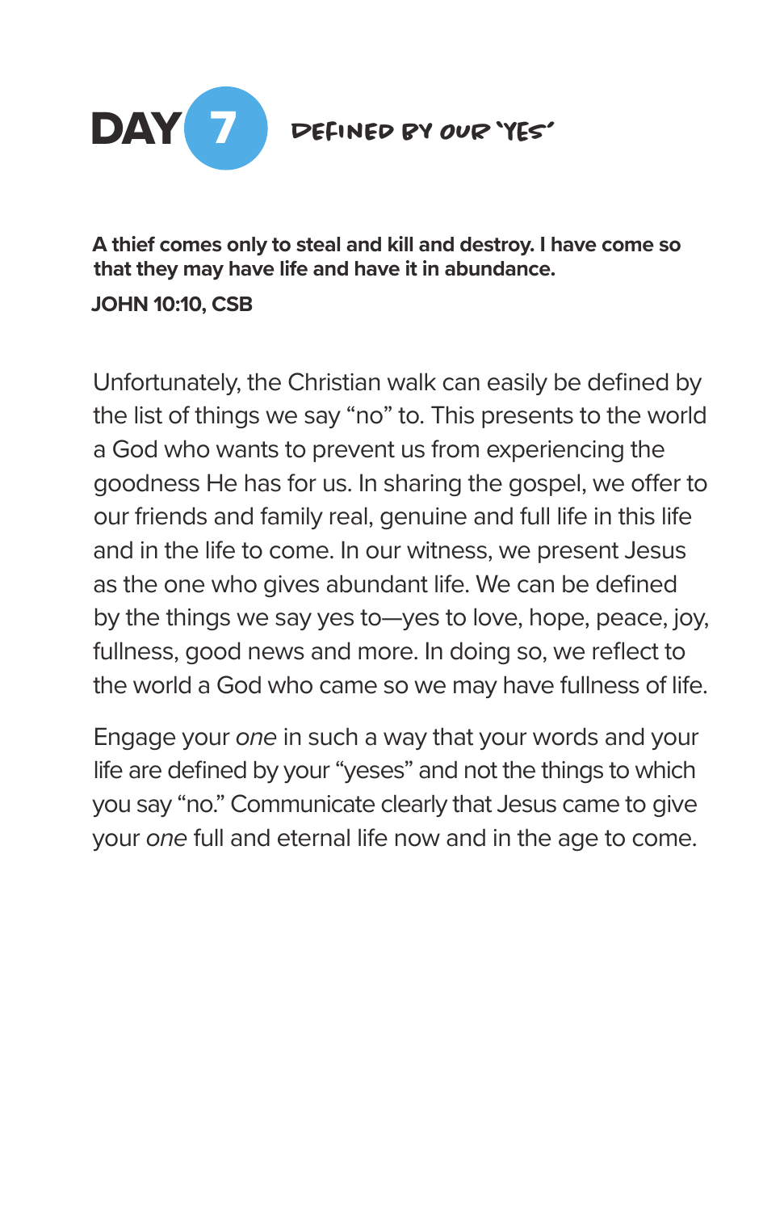# DAY 7 DEFINED BY OUR 'YES'

**A thief comes only to steal and kill and destroy. I have come so that they may have life and have it in abundance.**

**JOHN 10:10, CSB**

Unfortunately, the Christian walk can easily be defined by the list of things we say "no" to. This presents to the world a God who wants to prevent us from experiencing the goodness He has for us. In sharing the gospel, we offer to our friends and family real, genuine and full life in this life and in the life to come. In our witness, we present Jesus as the one who gives abundant life. We can be defined by the things we say yes to—yes to love, hope, peace, joy, fullness, good news and more. In doing so, we reflect to the world a God who came so we may have fullness of life.

Engage your *one* in such a way that your words and your life are defined by your "yeses" and not the things to which you say "no." Communicate clearly that Jesus came to give your *one* full and eternal life now and in the age to come.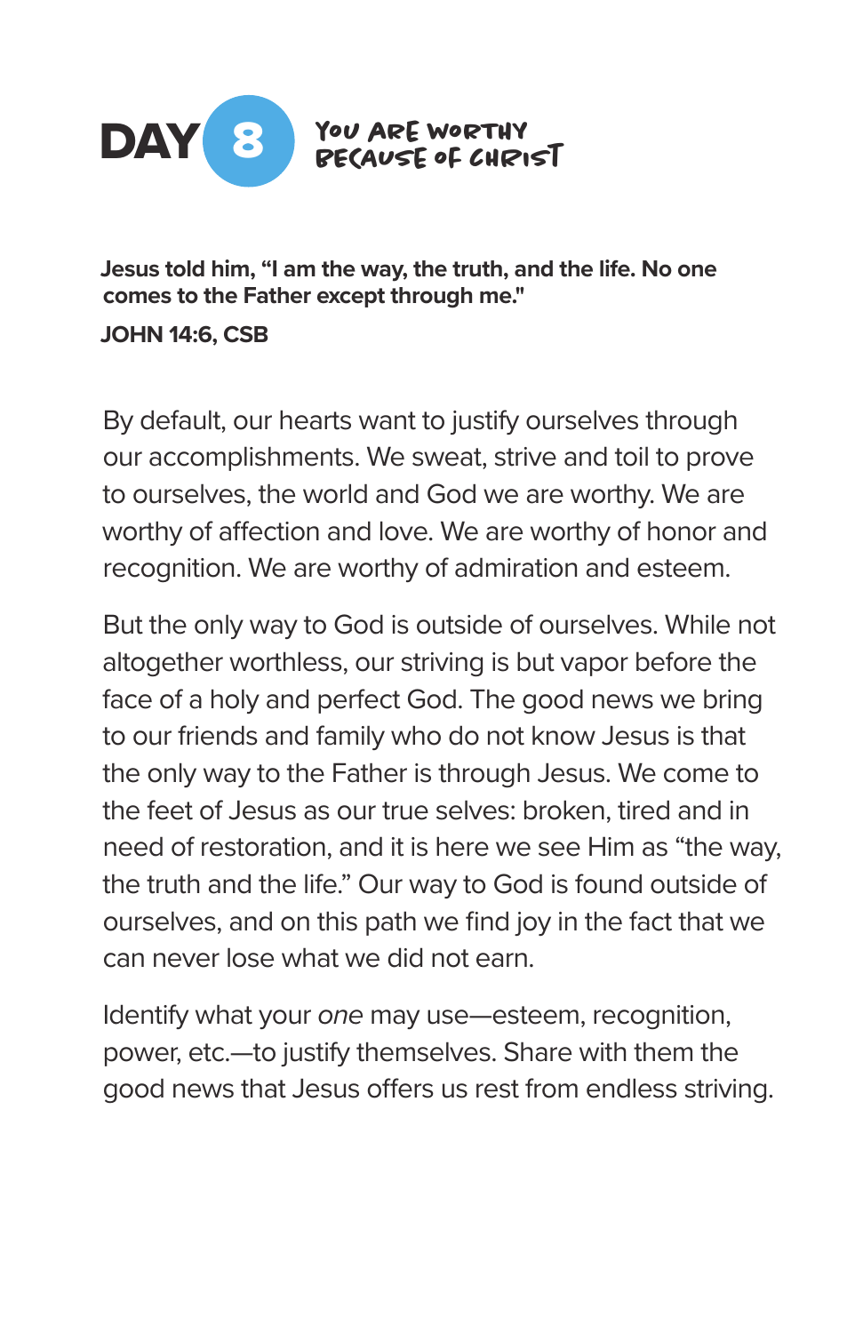# DAY 8 — YOU ARE WORTHY BECAUSE OF CHRIST

**Jesus told him, "I am the way, the truth, and the life. No one comes to the Father except through me."**

**JOHN 14:6, CSB**

By default, our hearts want to justify ourselves through our accomplishments. We sweat, strive and toil to prove to ourselves, the world and God we are worthy. We are worthy of affection and love. We are worthy of honor and recognition. We are worthy of admiration and esteem.

But the only way to God is outside of ourselves. While not altogether worthless, our striving is but vapor before the face of a holy and perfect God. The good news we bring to our friends and family who do not know Jesus is that the only way to the Father is through Jesus. We come to the feet of Jesus as our true selves: broken, tired and in need of restoration, and it is here we see Him as "the way, the truth and the life." Our way to God is found outside of ourselves, and on this path we find joy in the fact that we can never lose what we did not earn.

Identify what your *one* may use—esteem, recognition, power, etc.—to justify themselves. Share with them the good news that Jesus offers us rest from endless striving.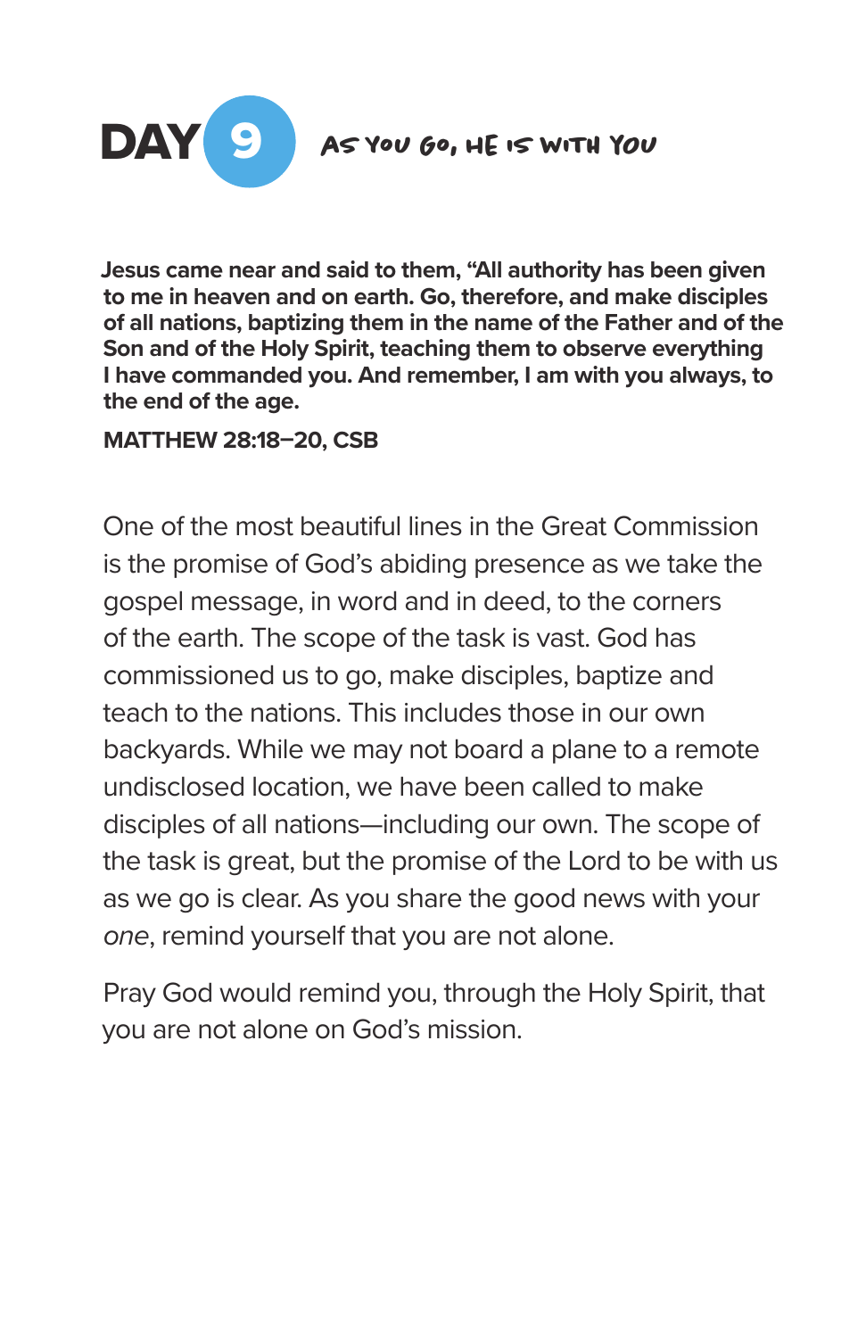# DAY 9

## As You Go, He Is With You

**Jesus came near and said to them, "All authority has been given to me in heaven and on earth. Go, therefore, and make disciples of all nations, baptizing them in the name of the Father and of the Son and of the Holy Spirit, teaching them to observe everything I have commanded you. And remember, I am with you always, to the end of the age.**

**MATTHEW 28:18–20, CSB**

One of the most beautiful lines in the Great Commission is the promise of God's abiding presence as we take the gospel message, in word and in deed, to the corners of the earth. The scope of the task is vast. God has commissioned us to go, make disciples, baptize and teach to the nations. This includes those in our own backyards. While we may not board a plane to a remote undisclosed location, we have been called to make disciples of all nations—including our own. The scope of the task is great, but the promise of the Lord to be with us as we go is clear. As you share the good news with your *one*, remind yourself that you are not alone.

Pray God would remind you, through the Holy Spirit, that you are not alone on God's mission.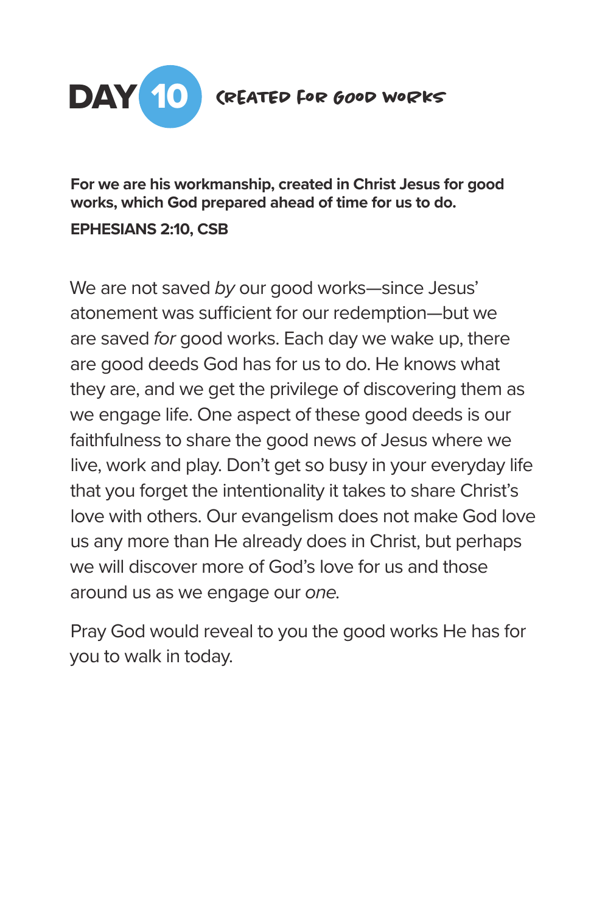# DAY 10 CREATED FOR GOOD WORKS

**For we are his workmanship, created in Christ Jesus for good works, which God prepared ahead of time for us to do.**

**EPHESIANS 2:10, CSB**

We are not saved *by* our good works—since Jesus' atonement was sufficient for our redemption—but we are saved *for* good works. Each day we wake up, there are good deeds God has for us to do. He knows what they are, and we get the privilege of discovering them as we engage life. One aspect of these good deeds is our faithfulness to share the good news of Jesus where we live, work and play. Don't get so busy in your everyday life that you forget the intentionality it takes to share Christ's love with others. Our evangelism does not make God love us any more than He already does in Christ, but perhaps we will discover more of God's love for us and those around us as we engage our *one*.

Pray God would reveal to you the good works He has for you to walk in today.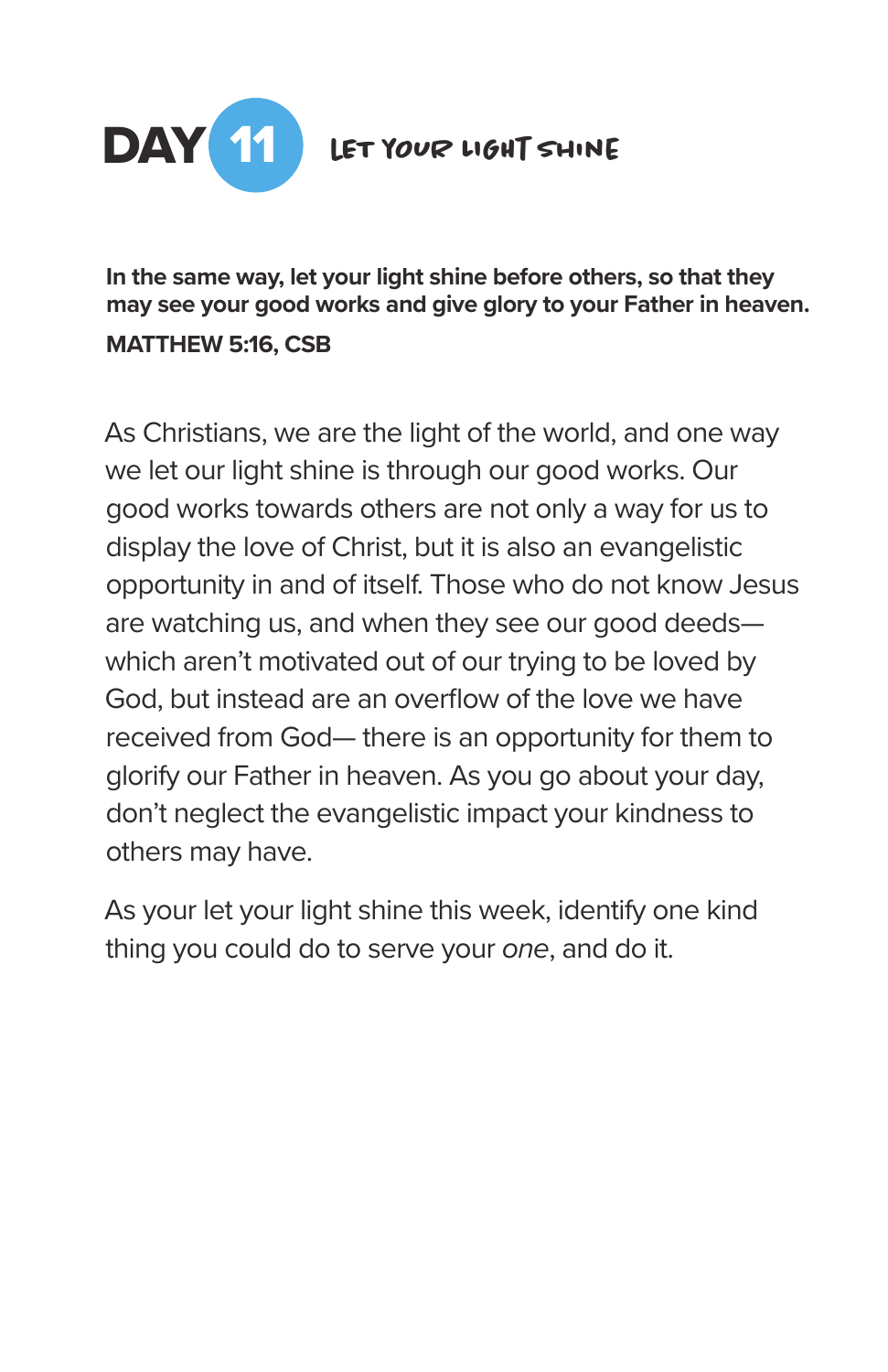# DAY 11 LET YOUR LIGHT SHINE

**In the same way, let your light shine before others, so that they may see your good works and give glory to your Father in heaven.**

**MATTHEW 5:16, CSB**

As Christians, we are the light of the world, and one way we let our light shine is through our good works. Our good works towards others are not only a way for us to display the love of Christ, but it is also an evangelistic opportunity in and of itself. Those who do not know Jesus are watching us, and when they see our good deeds— which aren't motivated out of our trying to be loved by God, but instead are an overflow of the love we have received from God— there is an opportunity for them to glorify our Father in heaven. As you go about your day, don't neglect the evangelistic impact your kindness to others may have.

As your let your light shine this week, identify one kind thing you could do to serve your *one*, and do it.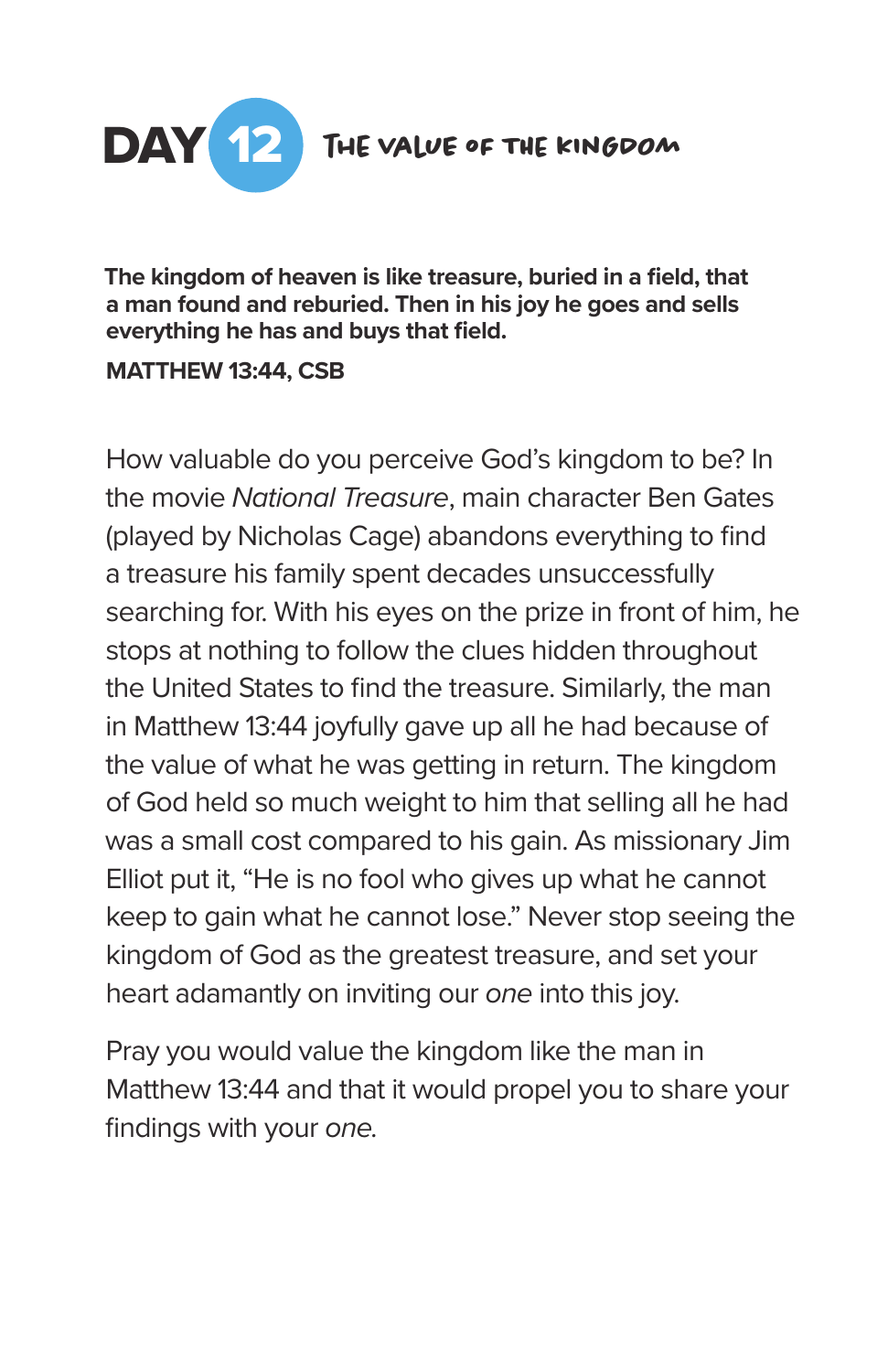# DAY 12 THE VALUE OF THE KINGDOM

**The kingdom of heaven is like treasure, buried in a field, that a man found and reburied. Then in his joy he goes and sells everything he has and buys that field.**

**MATTHEW 13:44, CSB**

How valuable do you perceive God's kingdom to be? In the movie *National Treasure*, main character Ben Gates (played by Nicholas Cage) abandons everything to find a treasure his family spent decades unsuccessfully searching for. With his eyes on the prize in front of him, he stops at nothing to follow the clues hidden throughout the United States to find the treasure. Similarly, the man in Matthew 13:44 joyfully gave up all he had because of the value of what he was getting in return. The kingdom of God held so much weight to him that selling all he had was a small cost compared to his gain. As missionary Jim Elliot put it, "He is no fool who gives up what he cannot keep to gain what he cannot lose." Never stop seeing the kingdom of God as the greatest treasure, and set your heart adamantly on inviting our *one* into this joy.

Pray you would value the kingdom like the man in Matthew 13:44 and that it would propel you to share your findings with your *one*.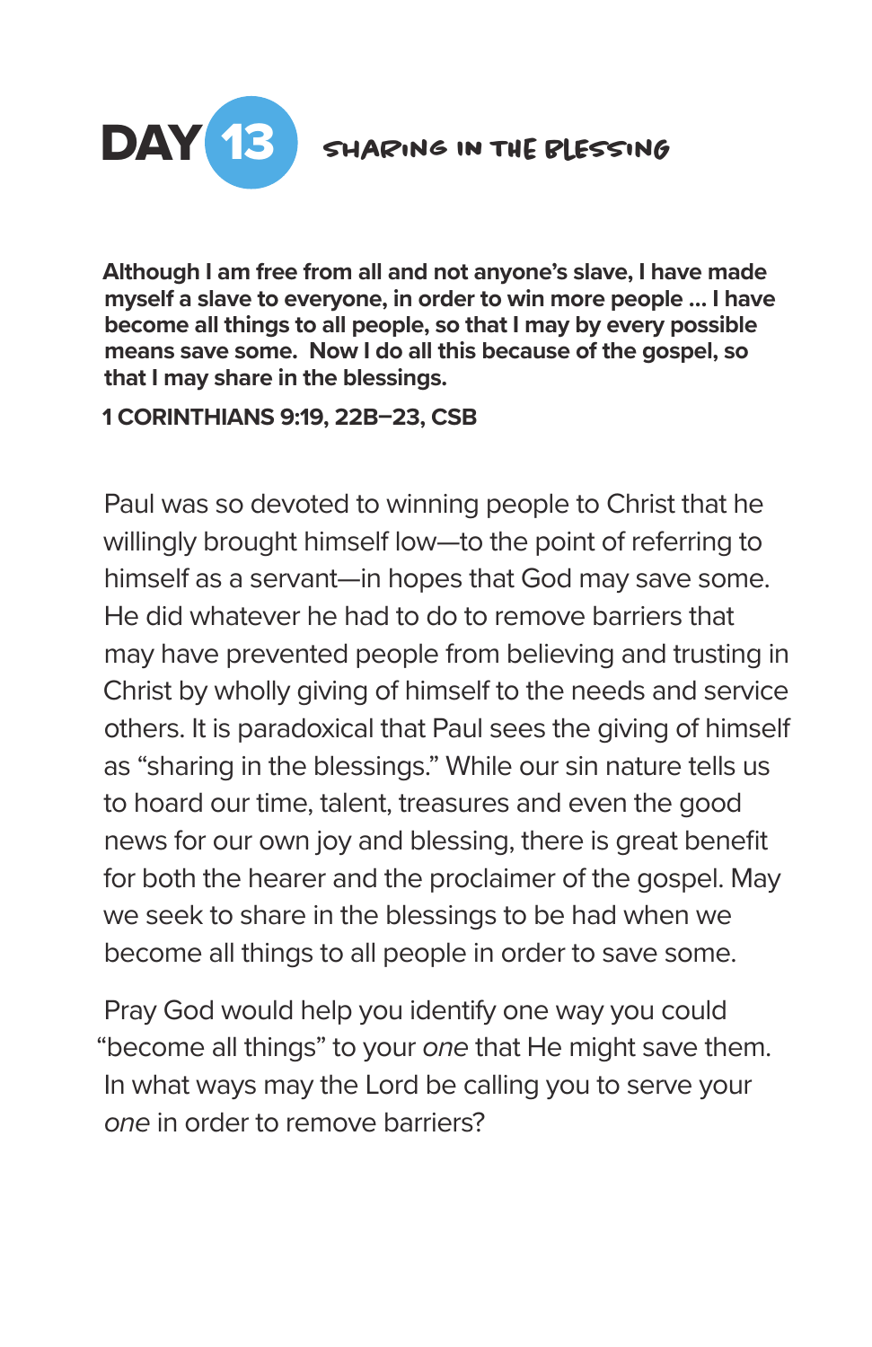# DAY 13 SHARING IN THE BLESSING

**Although I am free from all and not anyone's slave, I have made myself a slave to everyone, in order to win more people ... I have become all things to all people, so that I may by every possible means save some. Now I do all this because of the gospel, so that I may share in the blessings.**

**1 CORINTHIANS 9:19, 22B–23, CSB**

Paul was so devoted to winning people to Christ that he willingly brought himself low—to the point of referring to himself as a servant—in hopes that God may save some. He did whatever he had to do to remove barriers that may have prevented people from believing and trusting in Christ by wholly giving of himself to the needs and service others. It is paradoxical that Paul sees the giving of himself as "sharing in the blessings." While our sin nature tells us to hoard our time, talent, treasures and even the good news for our own joy and blessing, there is great benefit for both the hearer and the proclaimer of the gospel. May we seek to share in the blessings to be had when we become all things to all people in order to save some.

Pray God would help you identify one way you could "become all things" to your *one* that He might save them. In what ways may the Lord be calling you to serve your *one* in order to remove barriers?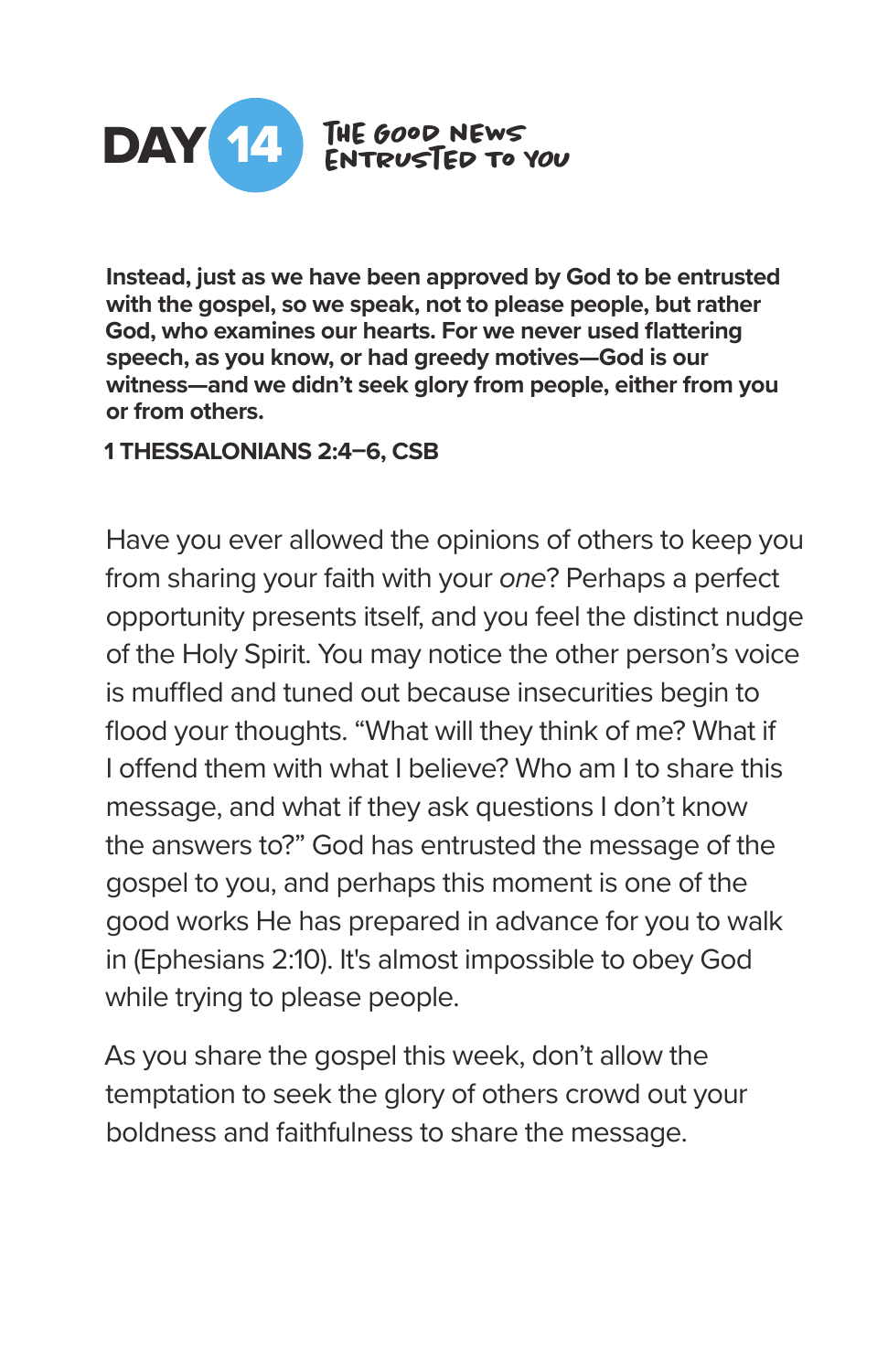# DAY 14 THE GOOD NEWS ENTRUSTED TO YOU

**Instead, just as we have been approved by God to be entrusted with the gospel, so we speak, not to please people, but rather God, who examines our hearts. For we never used flattering speech, as you know, or had greedy motives—God is our witness—and we didn't seek glory from people, either from you or from others.**

**1 THESSALONIANS 2:4–6, CSB**

Have you ever allowed the opinions of others to keep you from sharing your faith with your *one*? Perhaps a perfect opportunity presents itself, and you feel the distinct nudge of the Holy Spirit. You may notice the other person's voice is muffled and tuned out because insecurities begin to flood your thoughts. "What will they think of me? What if I offend them with what I believe? Who am I to share this message, and what if they ask questions I don't know the answers to?" God has entrusted the message of the gospel to you, and perhaps this moment is one of the good works He has prepared in advance for you to walk in (Ephesians 2:10). It's almost impossible to obey God while trying to please people.

As you share the gospel this week, don't allow the temptation to seek the glory of others crowd out your boldness and faithfulness to share the message.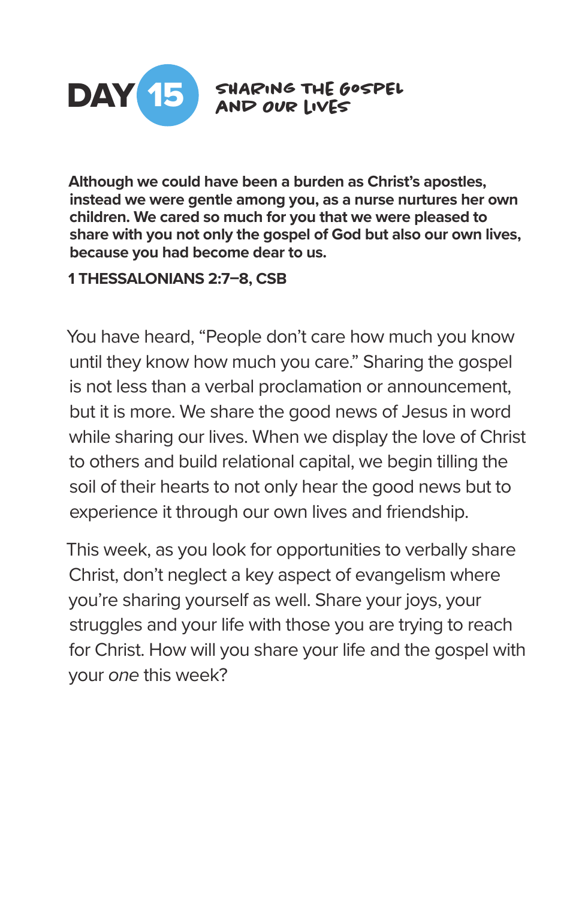# DAY 15 SHARING THE GOSPEL AND OUR LIVES

**Although we could have been a burden as Christ's apostles, instead we were gentle among you, as a nurse nurtures her own children. We cared so much for you that we were pleased to share with you not only the gospel of God but also our own lives, because you had become dear to us.**

**1 THESSALONIANS 2:7–8, CSB**

You have heard, "People don't care how much you know until they know how much you care." Sharing the gospel is not less than a verbal proclamation or announcement, but it is more. We share the good news of Jesus in word while sharing our lives. When we display the love of Christ to others and build relational capital, we begin tilling the soil of their hearts to not only hear the good news but to experience it through our own lives and friendship.

This week, as you look for opportunities to verbally share Christ, don't neglect a key aspect of evangelism where you're sharing yourself as well. Share your joys, your struggles and your life with those you are trying to reach for Christ. How will you share your life and the gospel with your *one* this week?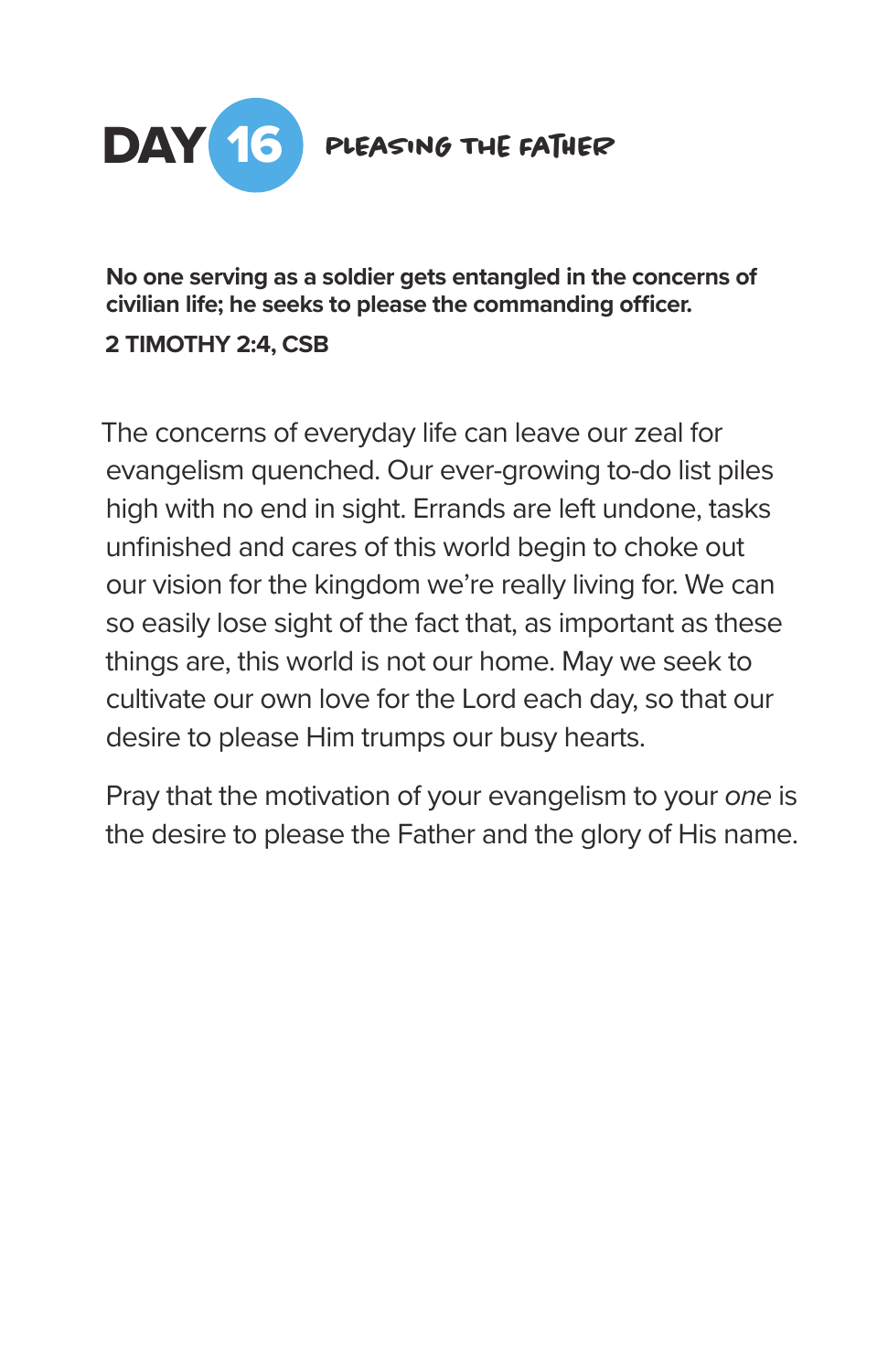# DAY 16 PLEASING THE FATHER

**No one serving as a soldier gets entangled in the concerns of civilian life; he seeks to please the commanding officer.**

**2 TIMOTHY 2:4, CSB**

The concerns of everyday life can leave our zeal for evangelism quenched. Our ever-growing to-do list piles high with no end in sight. Errands are left undone, tasks unfinished and cares of this world begin to choke out our vision for the kingdom we're really living for. We can so easily lose sight of the fact that, as important as these things are, this world is not our home. May we seek to cultivate our own love for the Lord each day, so that our desire to please Him trumps our busy hearts.

Pray that the motivation of your evangelism to your *one* is the desire to please the Father and the glory of His name.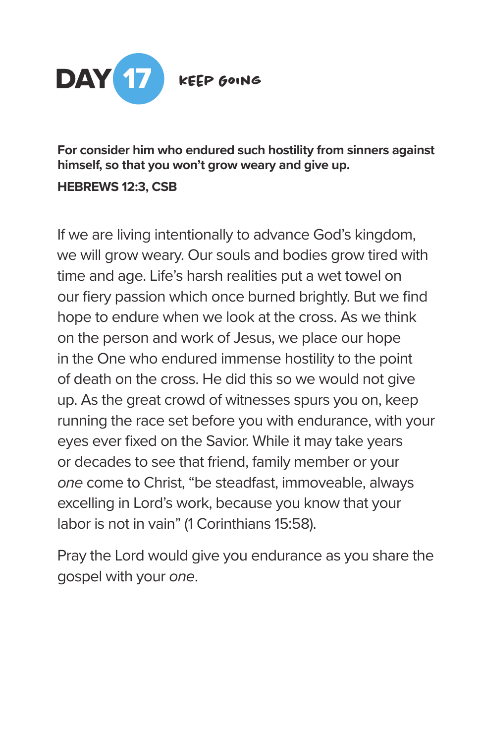# DAY 17 KEEP GOING

**For consider him who endured such hostility from sinners against himself, so that you won't grow weary and give up.**

**HEBREWS 12:3, CSB**

If we are living intentionally to advance God's kingdom, we will grow weary. Our souls and bodies grow tired with time and age. Life's harsh realities put a wet towel on our fiery passion which once burned brightly. But we find hope to endure when we look at the cross. As we think on the person and work of Jesus, we place our hope in the One who endured immense hostility to the point of death on the cross. He did this so we would not give up. As the great crowd of witnesses spurs you on, keep running the race set before you with endurance, with your eyes ever fixed on the Savior. While it may take years or decades to see that friend, family member or your *one* come to Christ, "be steadfast, immoveable, always excelling in Lord's work, because you know that your labor is not in vain" (1 Corinthians 15:58).

Pray the Lord would give you endurance as you share the gospel with your *one*.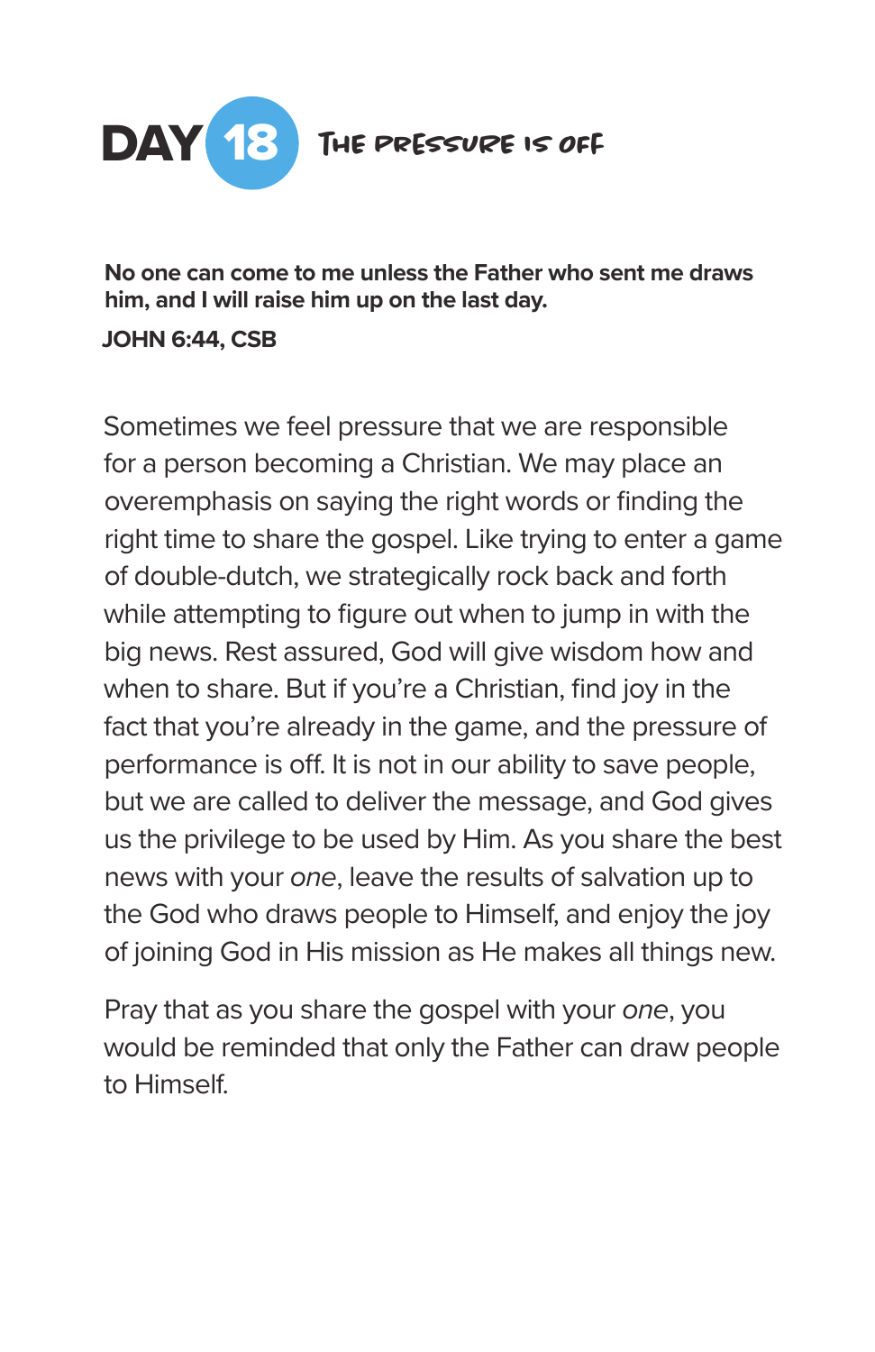# DAY 18 The Pressure Is Off

**No one can come to me unless the Father who sent me draws him, and I will raise him up on the last day.**

**JOHN 6:44, CSB**

Sometimes we feel pressure that we are responsible for a person becoming a Christian. We may place an overemphasis on saying the right words or finding the right time to share the gospel. Like trying to enter a game of double-dutch, we strategically rock back and forth while attempting to figure out when to jump in with the big news. Rest assured, God will give wisdom how and when to share. But if you're a Christian, find joy in the fact that you're already in the game, and the pressure of performance is off. It is not in our ability to save people, but we are called to deliver the message, and God gives us the privilege to be used by Him. As you share the best news with your *one*, leave the results of salvation up to the God who draws people to Himself, and enjoy the joy of joining God in His mission as He makes all things new.

Pray that as you share the gospel with your *one*, you would be reminded that only the Father can draw people to Himself.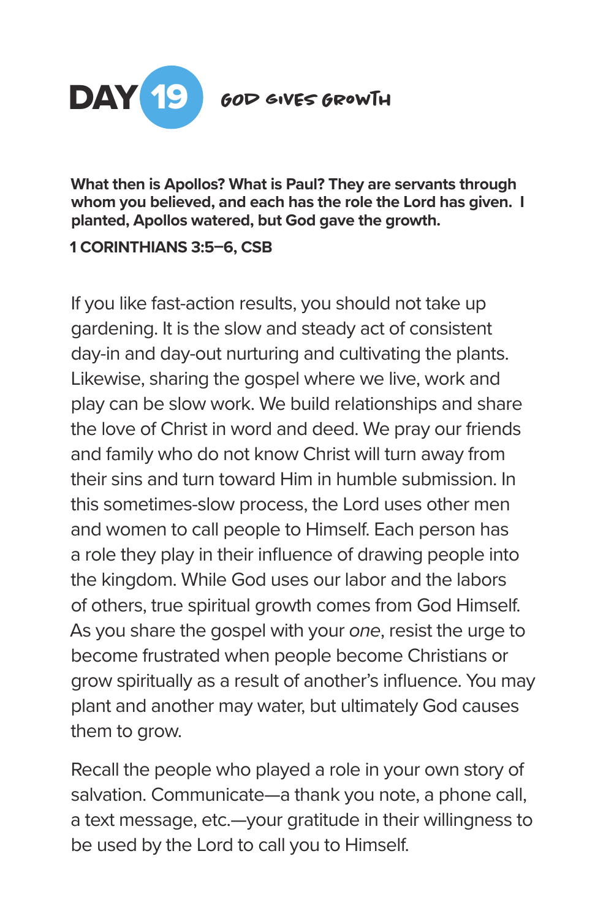# DAY 19 GOD GIVES GROWTH

**What then is Apollos? What is Paul? They are servants through whom you believed, and each has the role the Lord has given. I planted, Apollos watered, but God gave the growth.**

**1 CORINTHIANS 3:5–6, CSB**

If you like fast-action results, you should not take up gardening. It is the slow and steady act of consistent day-in and day-out nurturing and cultivating the plants. Likewise, sharing the gospel where we live, work and play can be slow work. We build relationships and share the love of Christ in word and deed. We pray our friends and family who do not know Christ will turn away from their sins and turn toward Him in humble submission. In this sometimes-slow process, the Lord uses other men and women to call people to Himself. Each person has a role they play in their influence of drawing people into the kingdom. While God uses our labor and the labors of others, true spiritual growth comes from God Himself. As you share the gospel with your *one*, resist the urge to become frustrated when people become Christians or grow spiritually as a result of another's influence. You may plant and another may water, but ultimately God causes them to grow.

Recall the people who played a role in your own story of salvation. Communicate—a thank you note, a phone call, a text message, etc.—your gratitude in their willingness to be used by the Lord to call you to Himself.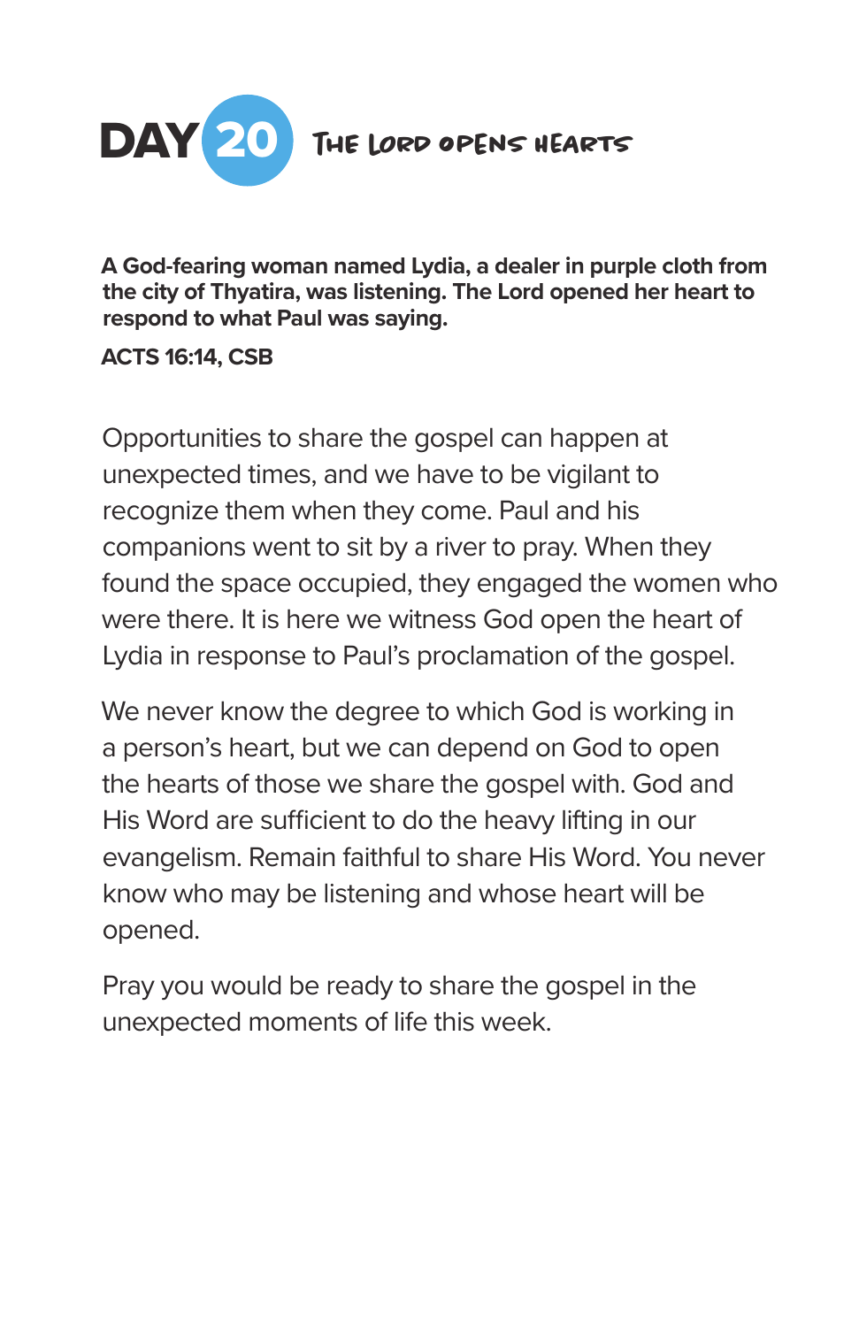# DAY 20 THE LORD OPENS HEARTS

**A God-fearing woman named Lydia, a dealer in purple cloth from the city of Thyatira, was listening. The Lord opened her heart to respond to what Paul was saying.**

**ACTS 16:14, CSB**

Opportunities to share the gospel can happen at unexpected times, and we have to be vigilant to recognize them when they come. Paul and his companions went to sit by a river to pray. When they found the space occupied, they engaged the women who were there. It is here we witness God open the heart of Lydia in response to Paul's proclamation of the gospel.

We never know the degree to which God is working in a person's heart, but we can depend on God to open the hearts of those we share the gospel with. God and His Word are sufficient to do the heavy lifting in our evangelism. Remain faithful to share His Word. You never know who may be listening and whose heart will be opened.

Pray you would be ready to share the gospel in the unexpected moments of life this week.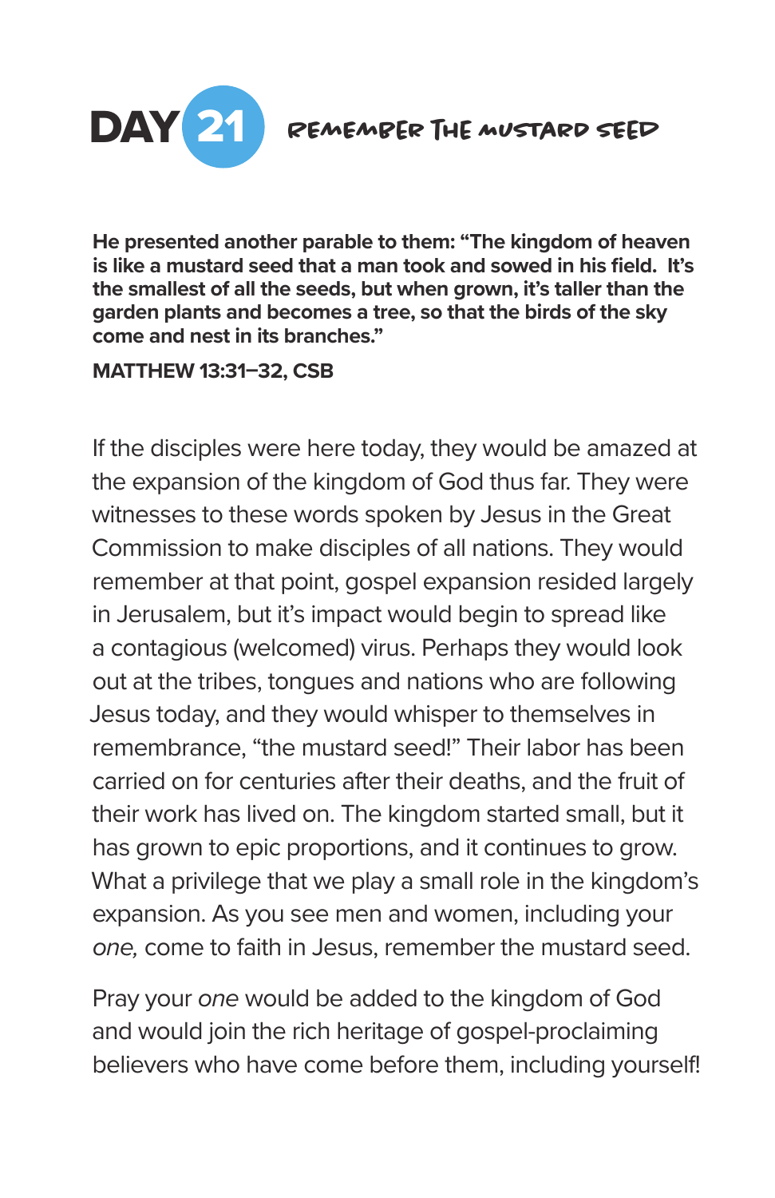# DAY 21 REMEMBER THE MUSTARD SEED

**He presented another parable to them: "The kingdom of heaven is like a mustard seed that a man took and sowed in his field. It's the smallest of all the seeds, but when grown, it's taller than the garden plants and becomes a tree, so that the birds of the sky come and nest in its branches."**

**MATTHEW 13:31–32, CSB**

If the disciples were here today, they would be amazed at the expansion of the kingdom of God thus far. They were witnesses to these words spoken by Jesus in the Great Commission to make disciples of all nations. They would remember at that point, gospel expansion resided largely in Jerusalem, but it's impact would begin to spread like a contagious (welcomed) virus. Perhaps they would look out at the tribes, tongues and nations who are following Jesus today, and they would whisper to themselves in remembrance, "the mustard seed!" Their labor has been carried on for centuries after their deaths, and the fruit of their work has lived on. The kingdom started small, but it has grown to epic proportions, and it continues to grow. What a privilege that we play a small role in the kingdom's expansion. As you see men and women, including your *one,* come to faith in Jesus, remember the mustard seed.

Pray your *one* would be added to the kingdom of God and would join the rich heritage of gospel-proclaiming believers who have come before them, including yourself!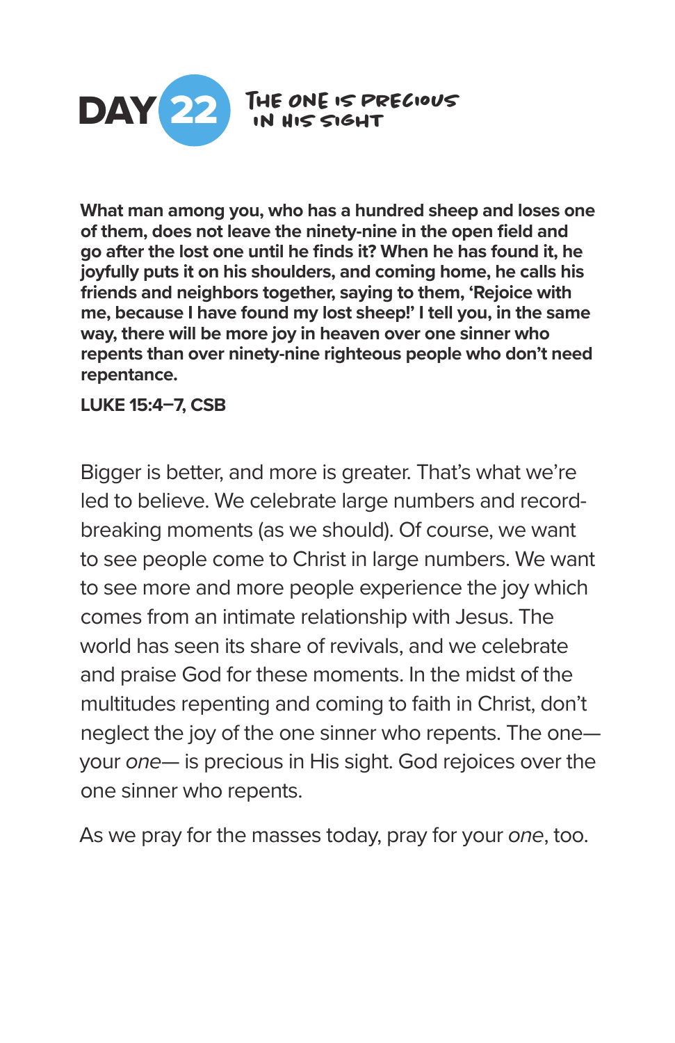# DAY 22 — THE ONE IS PRECIOUS IN HIS SIGHT

**What man among you, who has a hundred sheep and loses one of them, does not leave the ninety-nine in the open field and go after the lost one until he finds it? When he has found it, he joyfully puts it on his shoulders, and coming home, he calls his friends and neighbors together, saying to them, 'Rejoice with me, because I have found my lost sheep!' I tell you, in the same way, there will be more joy in heaven over one sinner who repents than over ninety-nine righteous people who don't need repentance.**

**LUKE 15:4–7, CSB**

Bigger is better, and more is greater. That's what we're led to believe. We celebrate large numbers and record-breaking moments (as we should). Of course, we want to see people come to Christ in large numbers. We want to see more and more people experience the joy which comes from an intimate relationship with Jesus. The world has seen its share of revivals, and we celebrate and praise God for these moments. In the midst of the multitudes repenting and coming to faith in Christ, don't neglect the joy of the one sinner who repents. The one— your *one*— is precious in His sight. God rejoices over the one sinner who repents.

As we pray for the masses today, pray for your *one*, too.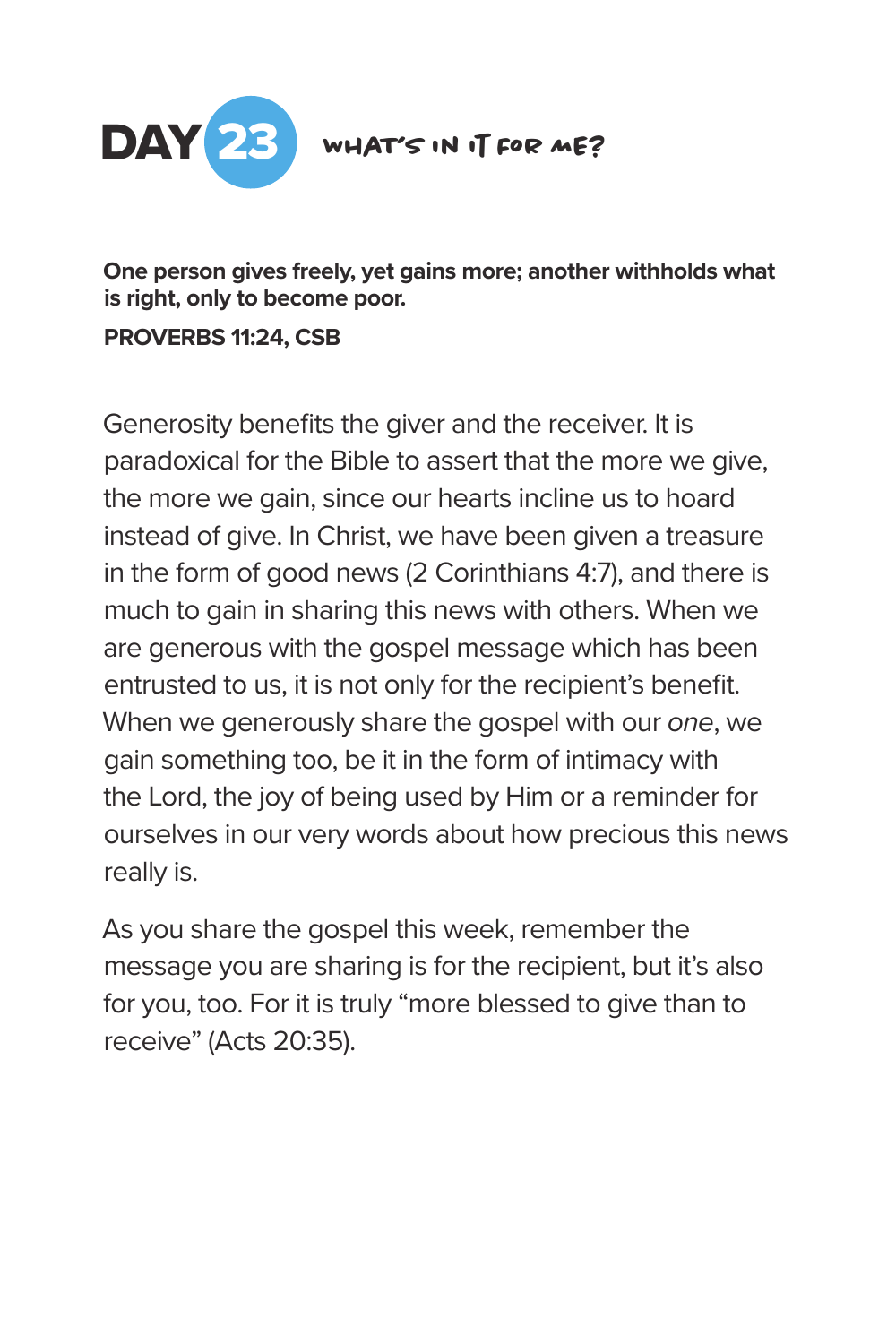# DAY 23 WHAT'S IN IT FOR ME?

**One person gives freely, yet gains more; another withholds what is right, only to become poor.**

**PROVERBS 11:24, CSB**

Generosity benefits the giver and the receiver. It is paradoxical for the Bible to assert that the more we give, the more we gain, since our hearts incline us to hoard instead of give. In Christ, we have been given a treasure in the form of good news (2 Corinthians 4:7), and there is much to gain in sharing this news with others. When we are generous with the gospel message which has been entrusted to us, it is not only for the recipient's benefit. When we generously share the gospel with our *one*, we gain something too, be it in the form of intimacy with the Lord, the joy of being used by Him or a reminder for ourselves in our very words about how precious this news really is.

As you share the gospel this week, remember the message you are sharing is for the recipient, but it's also for you, too. For it is truly "more blessed to give than to receive" (Acts 20:35).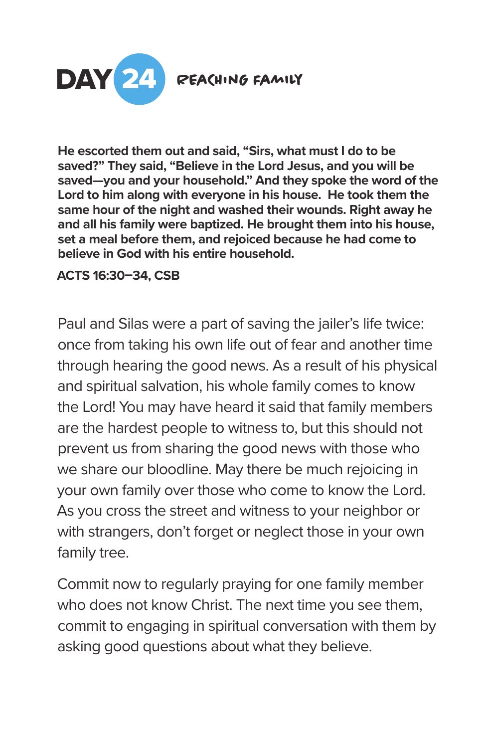# DAY 24 REACHING FAMILY

**He escorted them out and said, "Sirs, what must I do to be saved?" They said, "Believe in the Lord Jesus, and you will be saved—you and your household." And they spoke the word of the Lord to him along with everyone in his house. He took them the same hour of the night and washed their wounds. Right away he and all his family were baptized. He brought them into his house, set a meal before them, and rejoiced because he had come to believe in God with his entire household.**

**ACTS 16:30–34, CSB**

Paul and Silas were a part of saving the jailer's life twice: once from taking his own life out of fear and another time through hearing the good news. As a result of his physical and spiritual salvation, his whole family comes to know the Lord! You may have heard it said that family members are the hardest people to witness to, but this should not prevent us from sharing the good news with those who we share our bloodline. May there be much rejoicing in your own family over those who come to know the Lord. As you cross the street and witness to your neighbor or with strangers, don't forget or neglect those in your own family tree.

Commit now to regularly praying for one family member who does not know Christ. The next time you see them, commit to engaging in spiritual conversation with them by asking good questions about what they believe.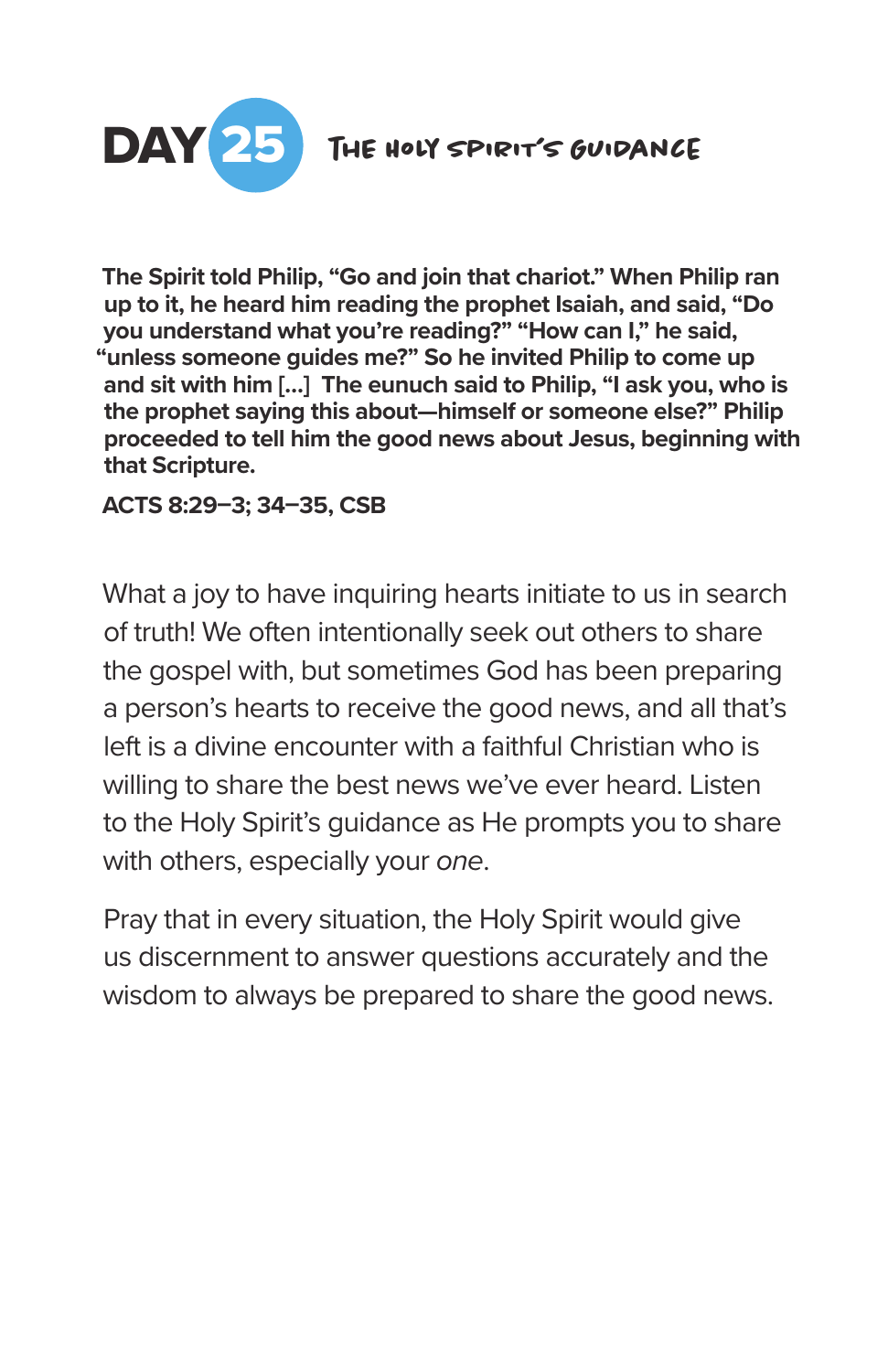# DAY 25 THE HOLY SPIRIT'S GUIDANCE

**The Spirit told Philip, "Go and join that chariot." When Philip ran up to it, he heard him reading the prophet Isaiah, and said, "Do you understand what you're reading?" "How can I," he said, "unless someone guides me?" So he invited Philip to come up and sit with him [...] The eunuch said to Philip, "I ask you, who is the prophet saying this about—himself or someone else?" Philip proceeded to tell him the good news about Jesus, beginning with that Scripture.**

**ACTS 8:29–3; 34–35, CSB**

What a joy to have inquiring hearts initiate to us in search of truth! We often intentionally seek out others to share the gospel with, but sometimes God has been preparing a person's hearts to receive the good news, and all that's left is a divine encounter with a faithful Christian who is willing to share the best news we've ever heard. Listen to the Holy Spirit's guidance as He prompts you to share with others, especially your *one*.

Pray that in every situation, the Holy Spirit would give us discernment to answer questions accurately and the wisdom to always be prepared to share the good news.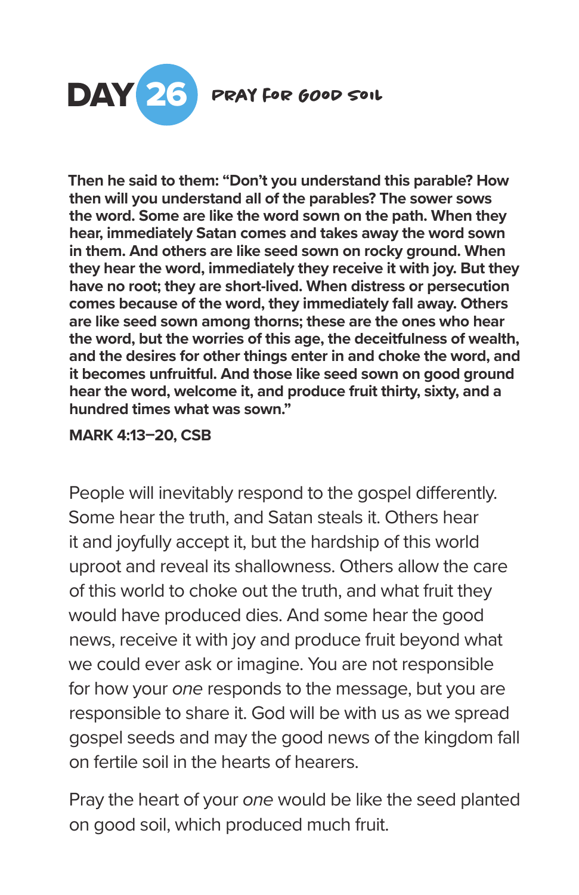# DAY 26 PRAY FOR GOOD SOIL

**Then he said to them: "Don't you understand this parable? How then will you understand all of the parables? The sower sows the word. Some are like the word sown on the path. When they hear, immediately Satan comes and takes away the word sown in them. And others are like seed sown on rocky ground. When they hear the word, immediately they receive it with joy. But they have no root; they are short-lived. When distress or persecution comes because of the word, they immediately fall away. Others are like seed sown among thorns; these are the ones who hear the word, but the worries of this age, the deceitfulness of wealth, and the desires for other things enter in and choke the word, and it becomes unfruitful. And those like seed sown on good ground hear the word, welcome it, and produce fruit thirty, sixty, and a hundred times what was sown."**

**MARK 4:13–20, CSB**

People will inevitably respond to the gospel differently. Some hear the truth, and Satan steals it. Others hear it and joyfully accept it, but the hardship of this world uproot and reveal its shallowness. Others allow the care of this world to choke out the truth, and what fruit they would have produced dies. And some hear the good news, receive it with joy and produce fruit beyond what we could ever ask or imagine. You are not responsible for how your *one* responds to the message, but you are responsible to share it. God will be with us as we spread gospel seeds and may the good news of the kingdom fall on fertile soil in the hearts of hearers.

Pray the heart of your *one* would be like the seed planted on good soil, which produced much fruit.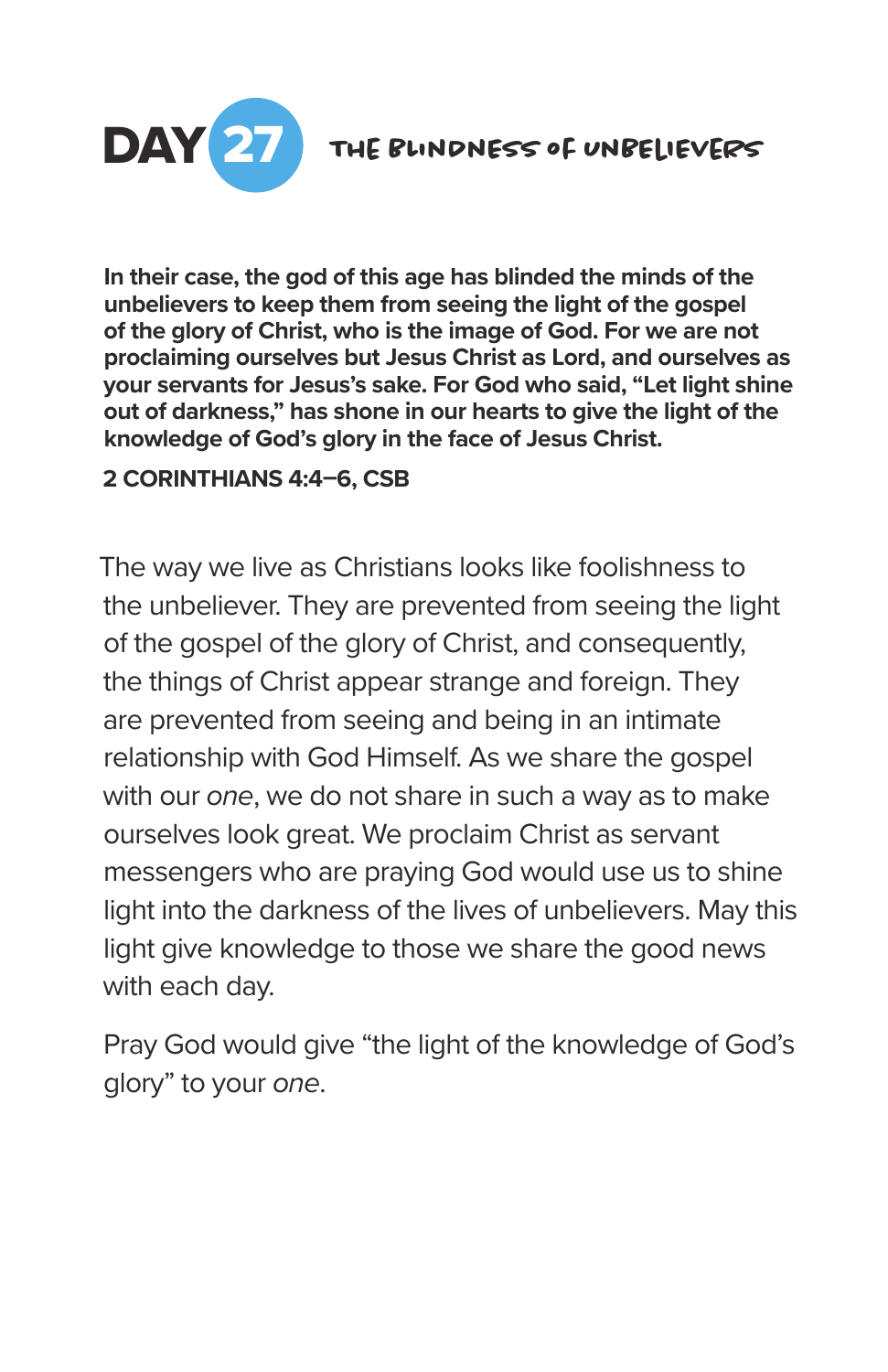# DAY 27 THE BLINDNESS OF UNBELIEVERS

**In their case, the god of this age has blinded the minds of the unbelievers to keep them from seeing the light of the gospel of the glory of Christ, who is the image of God. For we are not proclaiming ourselves but Jesus Christ as Lord, and ourselves as your servants for Jesus's sake. For God who said, "Let light shine out of darkness," has shone in our hearts to give the light of the knowledge of God's glory in the face of Jesus Christ.**

**2 CORINTHIANS 4:4–6, CSB**

The way we live as Christians looks like foolishness to the unbeliever. They are prevented from seeing the light of the gospel of the glory of Christ, and consequently, the things of Christ appear strange and foreign. They are prevented from seeing and being in an intimate relationship with God Himself. As we share the gospel with our *one*, we do not share in such a way as to make ourselves look great. We proclaim Christ as servant messengers who are praying God would use us to shine light into the darkness of the lives of unbelievers. May this light give knowledge to those we share the good news with each day.

Pray God would give "the light of the knowledge of God's glory" to your *one*.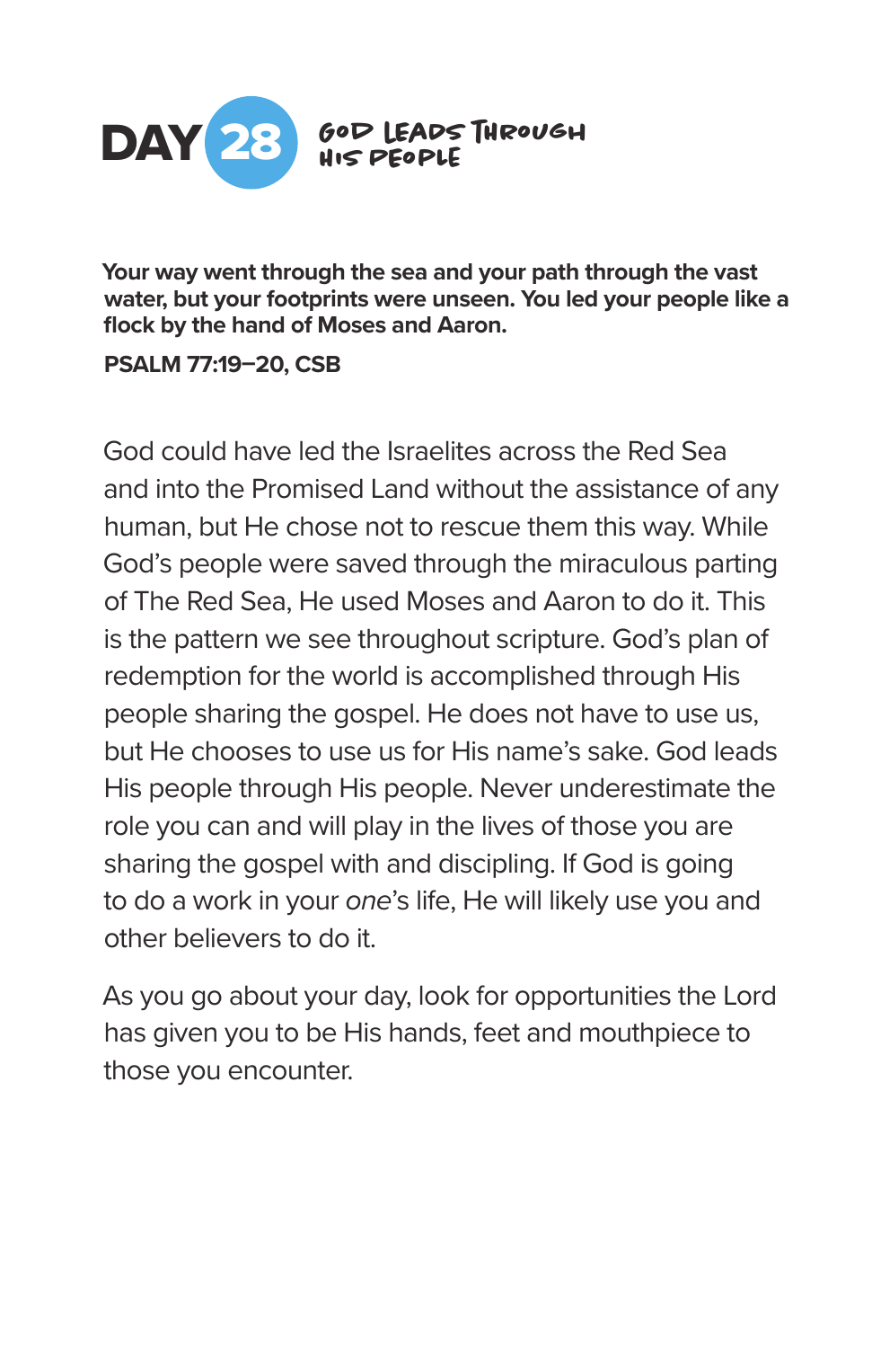# DAY 28 God Leads Through His People

**Your way went through the sea and your path through the vast water, but your footprints were unseen. You led your people like a flock by the hand of Moses and Aaron.**

**PSALM 77:19–20, CSB**

God could have led the Israelites across the Red Sea and into the Promised Land without the assistance of any human, but He chose not to rescue them this way. While God's people were saved through the miraculous parting of The Red Sea, He used Moses and Aaron to do it. This is the pattern we see throughout scripture. God's plan of redemption for the world is accomplished through His people sharing the gospel. He does not have to use us, but He chooses to use us for His name's sake. God leads His people through His people. Never underestimate the role you can and will play in the lives of those you are sharing the gospel with and discipling. If God is going to do a work in your *one*'s life, He will likely use you and other believers to do it.

As you go about your day, look for opportunities the Lord has given you to be His hands, feet and mouthpiece to those you encounter.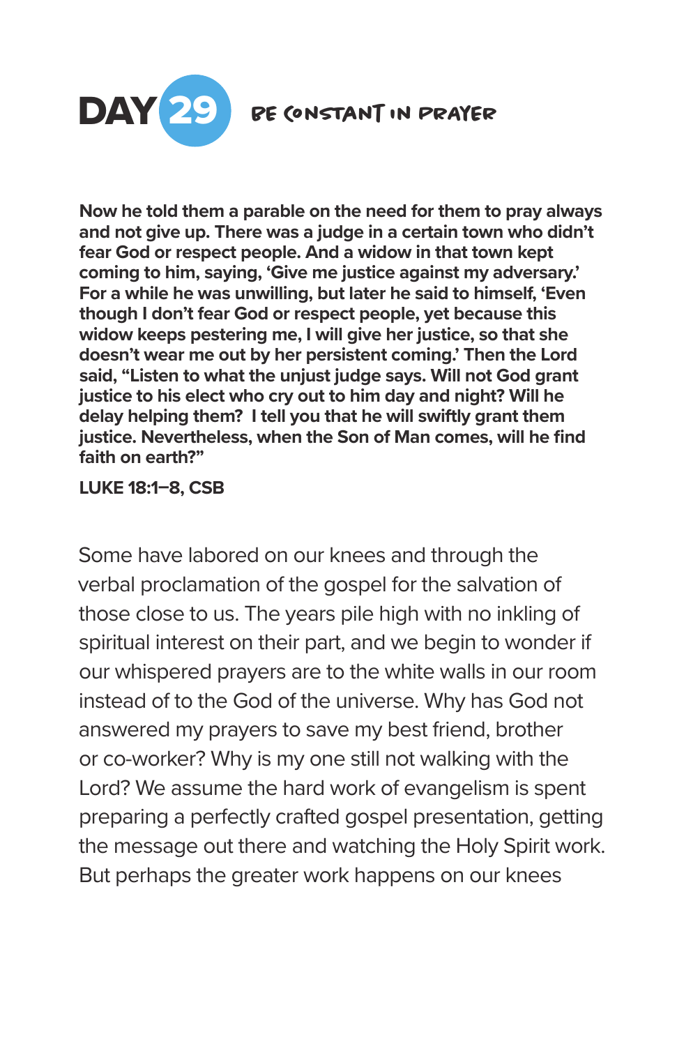# DAY 29 BE CONSTANT IN PRAYER

**Now he told them a parable on the need for them to pray always and not give up. There was a judge in a certain town who didn't fear God or respect people. And a widow in that town kept coming to him, saying, 'Give me justice against my adversary.' For a while he was unwilling, but later he said to himself, 'Even though I don't fear God or respect people, yet because this widow keeps pestering me, I will give her justice, so that she doesn't wear me out by her persistent coming.' Then the Lord said, "Listen to what the unjust judge says. Will not God grant justice to his elect who cry out to him day and night? Will he delay helping them? I tell you that he will swiftly grant them justice. Nevertheless, when the Son of Man comes, will he find faith on earth?"**

**LUKE 18:1–8, CSB**

Some have labored on our knees and through the verbal proclamation of the gospel for the salvation of those close to us. The years pile high with no inkling of spiritual interest on their part, and we begin to wonder if our whispered prayers are to the white walls in our room instead of to the God of the universe. Why has God not answered my prayers to save my best friend, brother or co-worker? Why is my one still not walking with the Lord? We assume the hard work of evangelism is spent preparing a perfectly crafted gospel presentation, getting the message out there and watching the Holy Spirit work. But perhaps the greater work happens on our knees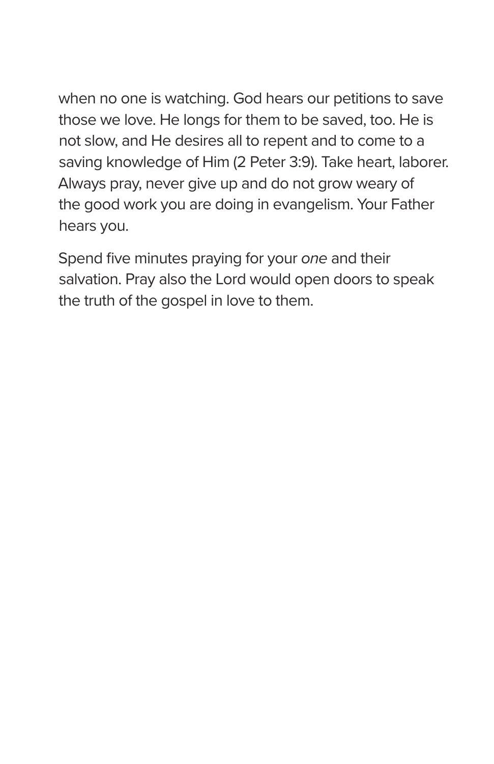when no one is watching. God hears our petitions to save those we love. He longs for them to be saved, too. He is not slow, and He desires all to repent and to come to a saving knowledge of Him (2 Peter 3:9). Take heart, laborer. Always pray, never give up and do not grow weary of the good work you are doing in evangelism. Your Father hears you.

Spend five minutes praying for your *one* and their salvation. Pray also the Lord would open doors to speak the truth of the gospel in love to them.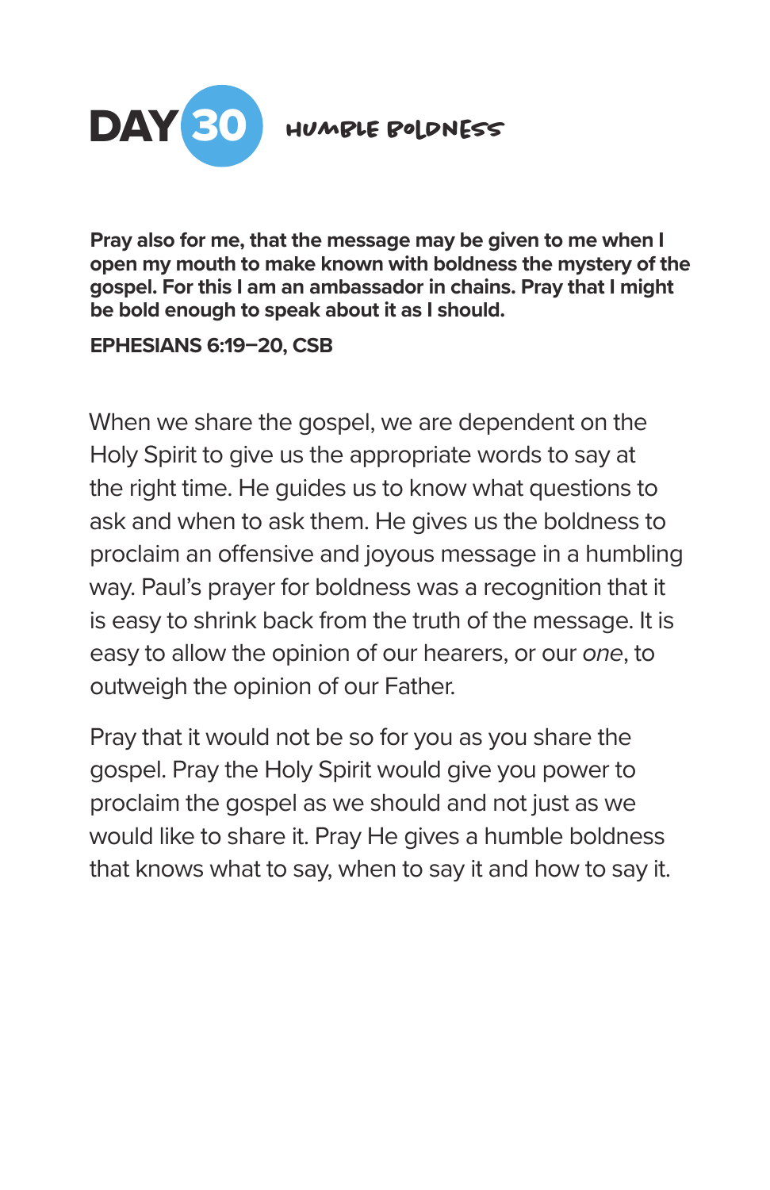# DAY 30 HUMBLE BOLDNESS

**Pray also for me, that the message may be given to me when I open my mouth to make known with boldness the mystery of the gospel. For this I am an ambassador in chains. Pray that I might be bold enough to speak about it as I should.**

**EPHESIANS 6:19–20, CSB**

When we share the gospel, we are dependent on the Holy Spirit to give us the appropriate words to say at the right time. He guides us to know what questions to ask and when to ask them. He gives us the boldness to proclaim an offensive and joyous message in a humbling way. Paul's prayer for boldness was a recognition that it is easy to shrink back from the truth of the message. It is easy to allow the opinion of our hearers, or our *one*, to outweigh the opinion of our Father.

Pray that it would not be so for you as you share the gospel. Pray the Holy Spirit would give you power to proclaim the gospel as we should and not just as we would like to share it. Pray He gives a humble boldness that knows what to say, when to say it and how to say it.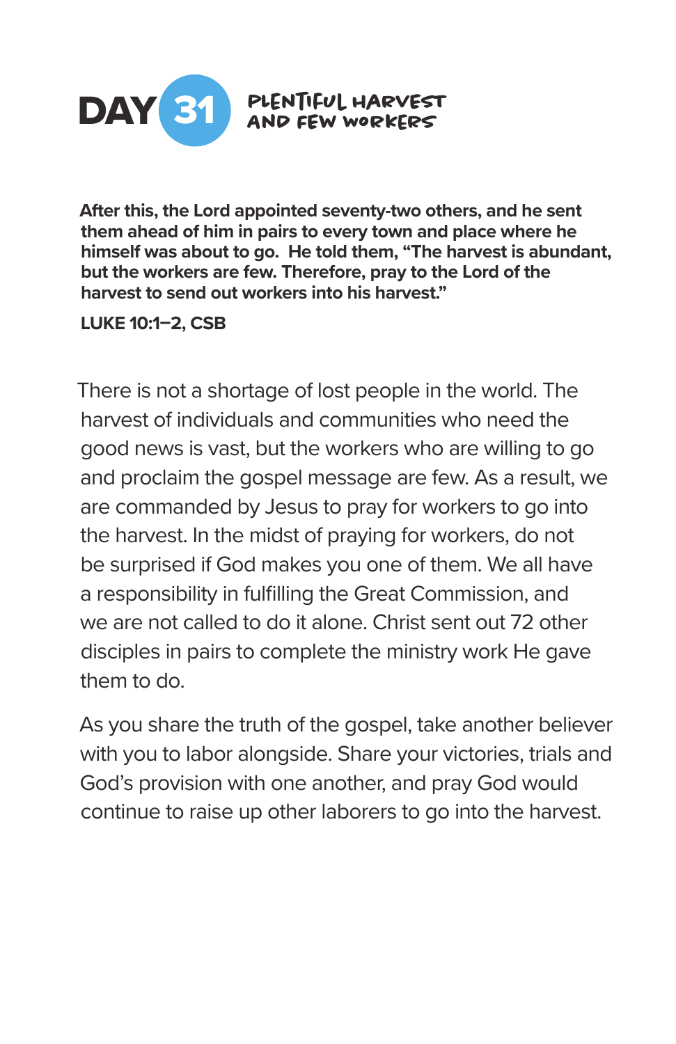# DAY 31 PLENTIFUL HARVEST AND FEW WORKERS

**After this, the Lord appointed seventy-two others, and he sent them ahead of him in pairs to every town and place where he himself was about to go. He told them, "The harvest is abundant, but the workers are few. Therefore, pray to the Lord of the harvest to send out workers into his harvest."**

**LUKE 10:1–2, CSB**

There is not a shortage of lost people in the world. The harvest of individuals and communities who need the good news is vast, but the workers who are willing to go and proclaim the gospel message are few. As a result, we are commanded by Jesus to pray for workers to go into the harvest. In the midst of praying for workers, do not be surprised if God makes you one of them. We all have a responsibility in fulfilling the Great Commission, and we are not called to do it alone. Christ sent out 72 other disciples in pairs to complete the ministry work He gave them to do.

As you share the truth of the gospel, take another believer with you to labor alongside. Share your victories, trials and God's provision with one another, and pray God would continue to raise up other laborers to go into the harvest.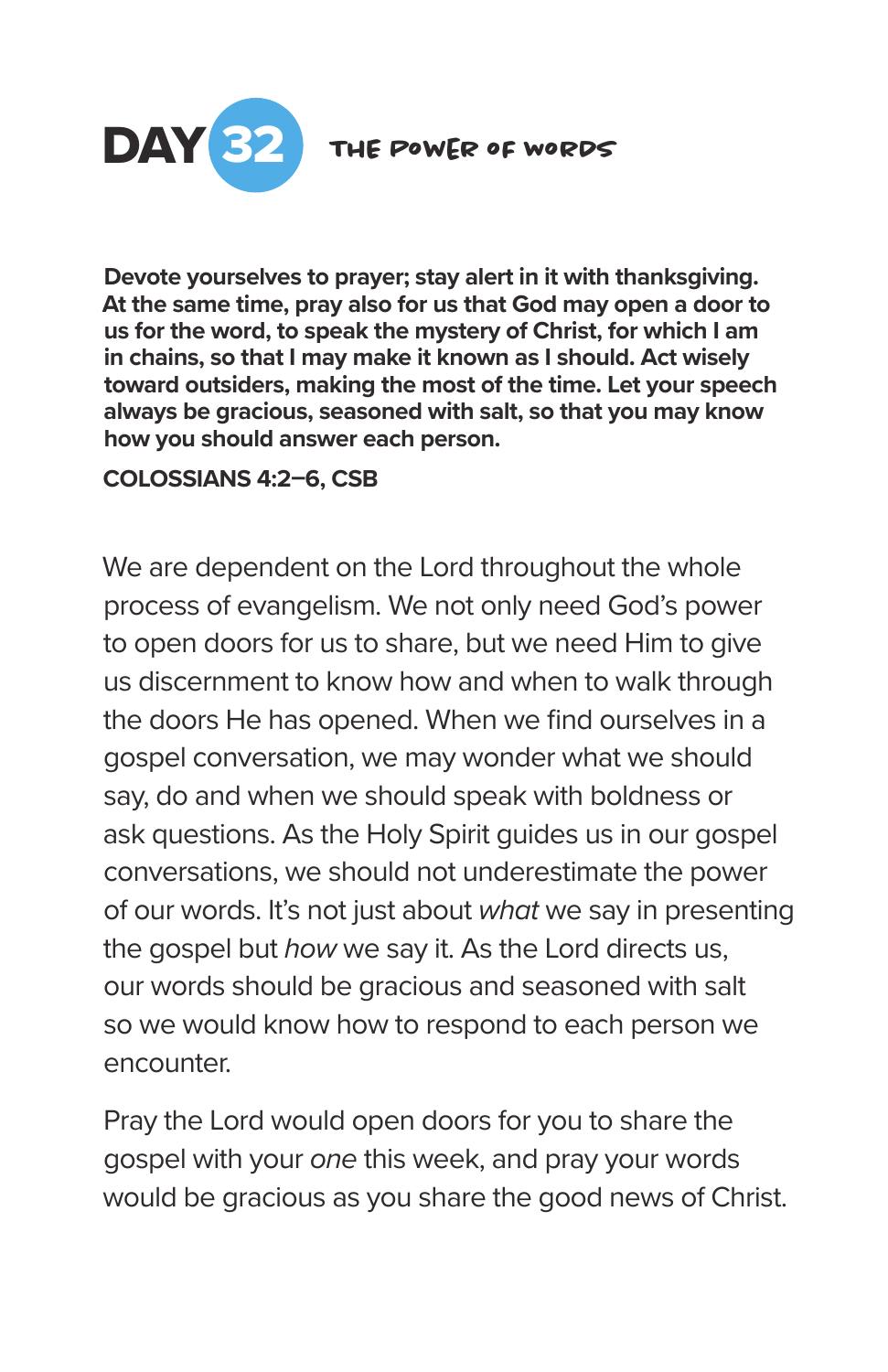# DAY 32 THE POWER OF WORDS

**Devote yourselves to prayer; stay alert in it with thanksgiving. At the same time, pray also for us that God may open a door to us for the word, to speak the mystery of Christ, for which I am in chains, so that I may make it known as I should. Act wisely toward outsiders, making the most of the time. Let your speech always be gracious, seasoned with salt, so that you may know how you should answer each person.**

**COLOSSIANS 4:2–6, CSB**

We are dependent on the Lord throughout the whole process of evangelism. We not only need God's power to open doors for us to share, but we need Him to give us discernment to know how and when to walk through the doors He has opened. When we find ourselves in a gospel conversation, we may wonder what we should say, do and when we should speak with boldness or ask questions. As the Holy Spirit guides us in our gospel conversations, we should not underestimate the power of our words. It's not just about *what* we say in presenting the gospel but *how* we say it. As the Lord directs us, our words should be gracious and seasoned with salt so we would know how to respond to each person we encounter.

Pray the Lord would open doors for you to share the gospel with your *one* this week, and pray your words would be gracious as you share the good news of Christ.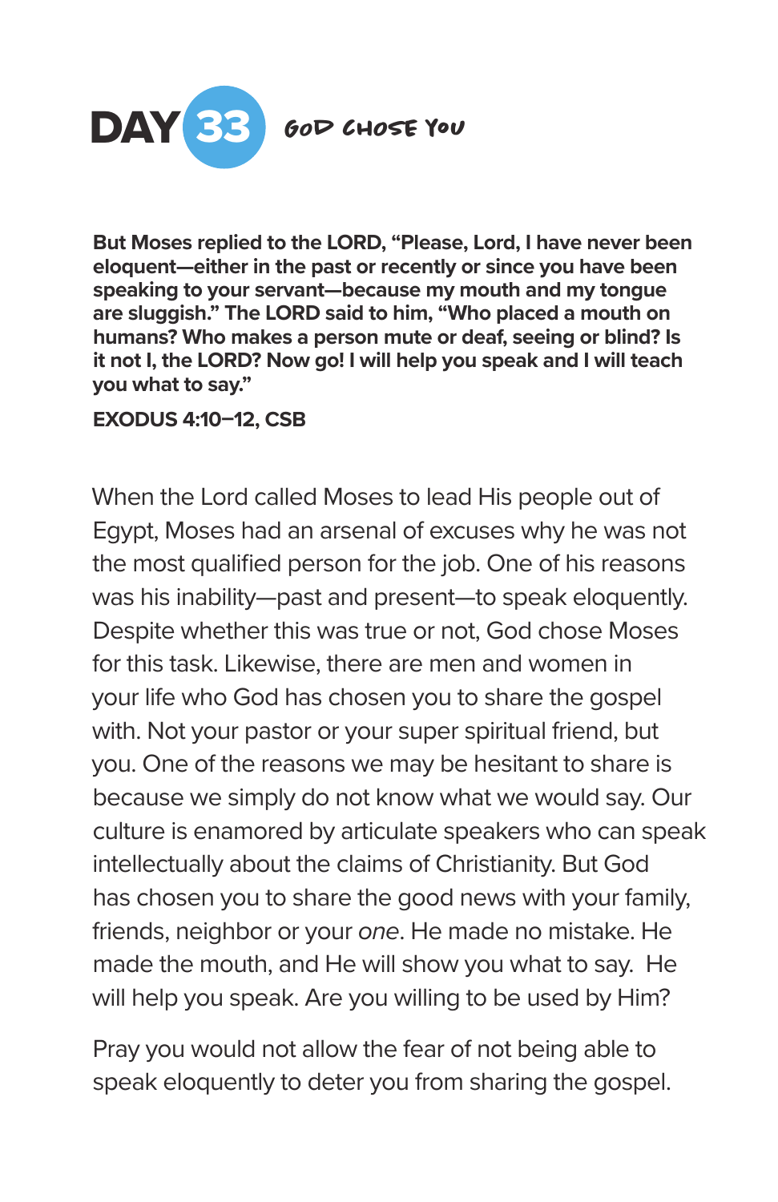# DAY 33 God Chose You

**But Moses replied to the LORD, "Please, Lord, I have never been eloquent—either in the past or recently or since you have been speaking to your servant—because my mouth and my tongue are sluggish." The LORD said to him, "Who placed a mouth on humans? Who makes a person mute or deaf, seeing or blind? Is it not I, the LORD? Now go! I will help you speak and I will teach you what to say."**

**EXODUS 4:10–12, CSB**

When the Lord called Moses to lead His people out of Egypt, Moses had an arsenal of excuses why he was not the most qualified person for the job. One of his reasons was his inability—past and present—to speak eloquently. Despite whether this was true or not, God chose Moses for this task. Likewise, there are men and women in your life who God has chosen you to share the gospel with. Not your pastor or your super spiritual friend, but you. One of the reasons we may be hesitant to share is because we simply do not know what we would say. Our culture is enamored by articulate speakers who can speak intellectually about the claims of Christianity. But God has chosen you to share the good news with your family, friends, neighbor or your *one*. He made no mistake. He made the mouth, and He will show you what to say. He will help you speak. Are you willing to be used by Him?

Pray you would not allow the fear of not being able to speak eloquently to deter you from sharing the gospel.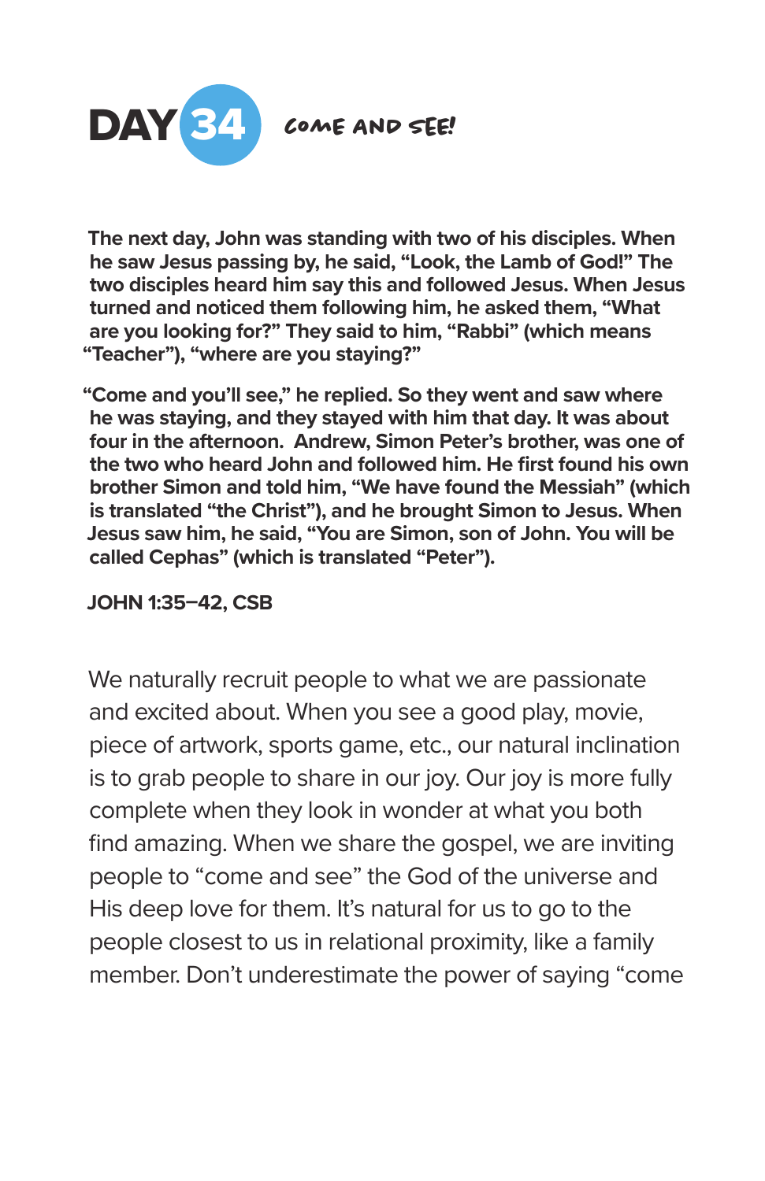# DAY 34 COME AND SEE!

**The next day, John was standing with two of his disciples. When he saw Jesus passing by, he said, "Look, the Lamb of God!" The two disciples heard him say this and followed Jesus. When Jesus turned and noticed them following him, he asked them, "What are you looking for?" They said to him, "Rabbi" (which means "Teacher"), "where are you staying?"**

**"Come and you'll see," he replied. So they went and saw where he was staying, and they stayed with him that day. It was about four in the afternoon. Andrew, Simon Peter's brother, was one of the two who heard John and followed him. He first found his own brother Simon and told him, "We have found the Messiah" (which is translated "the Christ"), and he brought Simon to Jesus. When Jesus saw him, he said, "You are Simon, son of John. You will be called Cephas" (which is translated "Peter").**

**JOHN 1:35–42, CSB**

We naturally recruit people to what we are passionate and excited about. When you see a good play, movie, piece of artwork, sports game, etc., our natural inclination is to grab people to share in our joy. Our joy is more fully complete when they look in wonder at what you both find amazing. When we share the gospel, we are inviting people to "come and see" the God of the universe and His deep love for them. It's natural for us to go to the people closest to us in relational proximity, like a family member. Don't underestimate the power of saying "come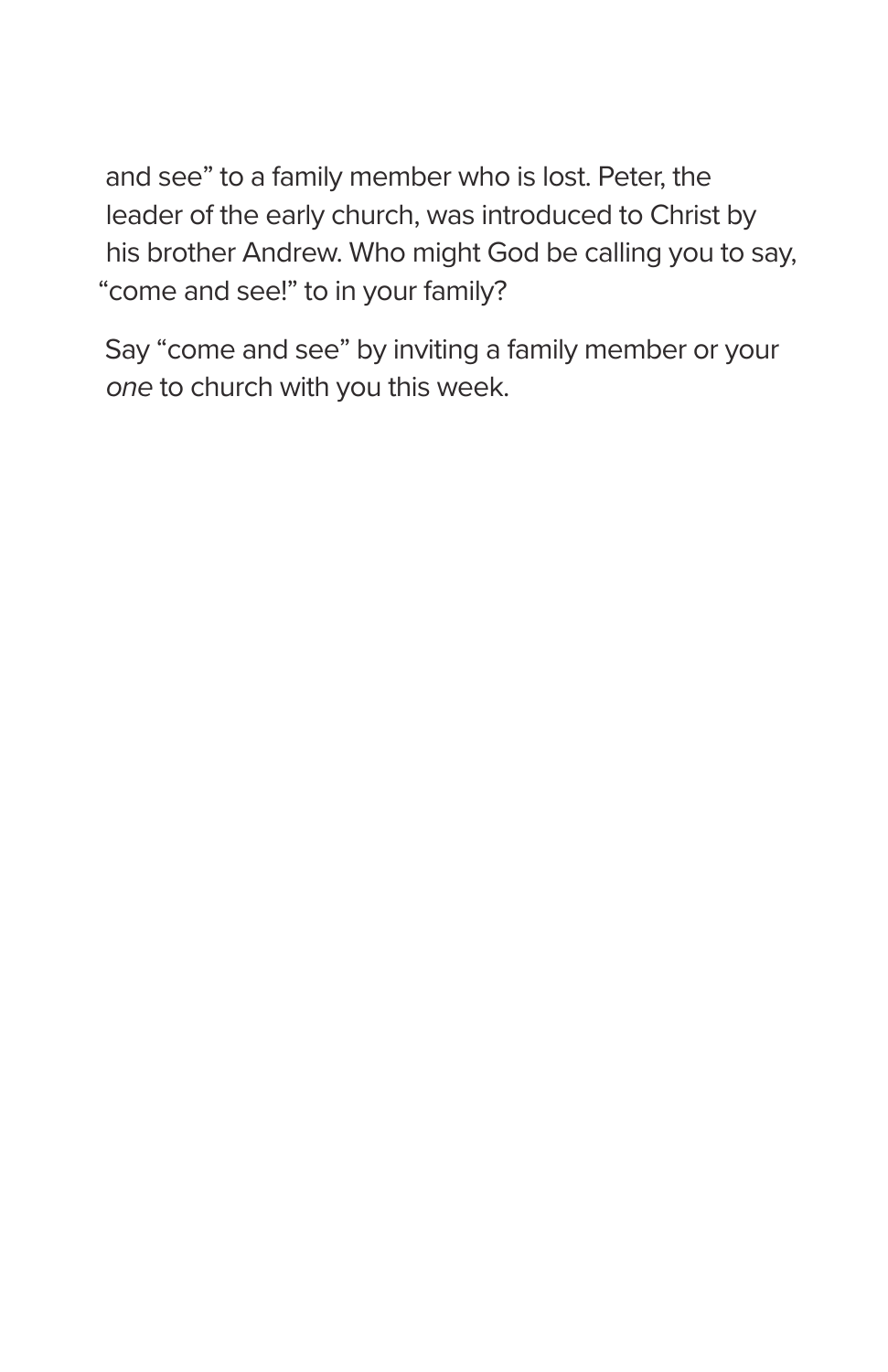and see" to a family member who is lost. Peter, the leader of the early church, was introduced to Christ by his brother Andrew. Who might God be calling you to say, "come and see!" to in your family?

Say "come and see" by inviting a family member or your *one* to church with you this week.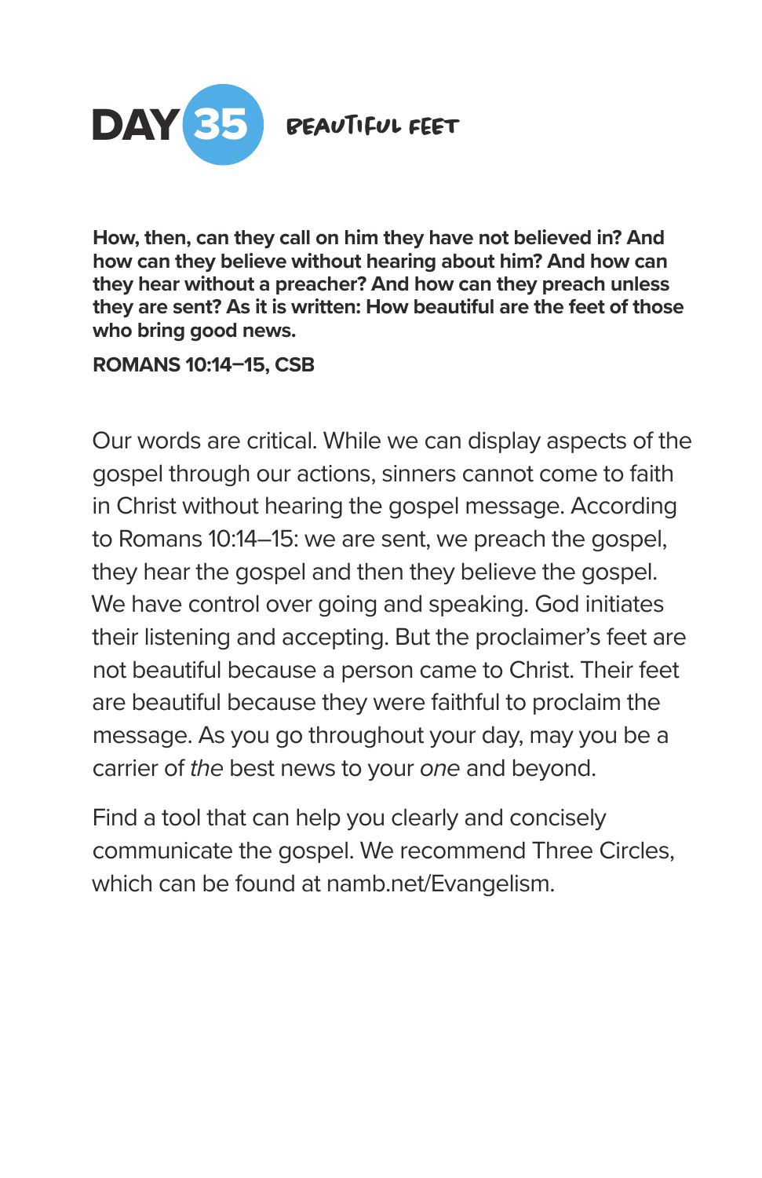# DAY 35 BEAUTIFUL FEET

**How, then, can they call on him they have not believed in? And how can they believe without hearing about him? And how can they hear without a preacher? And how can they preach unless they are sent? As it is written: How beautiful are the feet of those who bring good news.**

**ROMANS 10:14–15, CSB**

Our words are critical. While we can display aspects of the gospel through our actions, sinners cannot come to faith in Christ without hearing the gospel message. According to Romans 10:14–15: we are sent, we preach the gospel, they hear the gospel and then they believe the gospel. We have control over going and speaking. God initiates their listening and accepting. But the proclaimer's feet are not beautiful because a person came to Christ. Their feet are beautiful because they were faithful to proclaim the message. As you go throughout your day, may you be a carrier of *the* best news to your *one* and beyond.

Find a tool that can help you clearly and concisely communicate the gospel. We recommend Three Circles, which can be found at namb.net/Evangelism.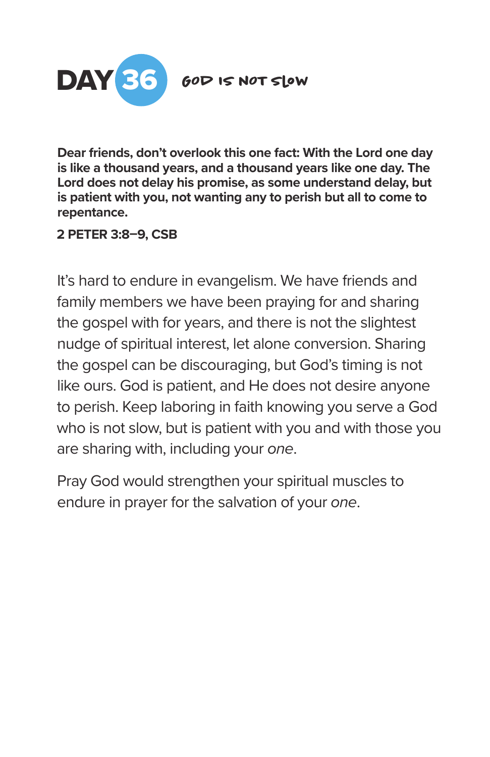# DAY 36 GOD IS NOT SLOW

**Dear friends, don't overlook this one fact: With the Lord one day is like a thousand years, and a thousand years like one day. The Lord does not delay his promise, as some understand delay, but is patient with you, not wanting any to perish but all to come to repentance.**

**2 PETER 3:8–9, CSB**

It's hard to endure in evangelism. We have friends and family members we have been praying for and sharing the gospel with for years, and there is not the slightest nudge of spiritual interest, let alone conversion. Sharing the gospel can be discouraging, but God's timing is not like ours. God is patient, and He does not desire anyone to perish. Keep laboring in faith knowing you serve a God who is not slow, but is patient with you and with those you are sharing with, including your *one*.

Pray God would strengthen your spiritual muscles to endure in prayer for the salvation of your *one*.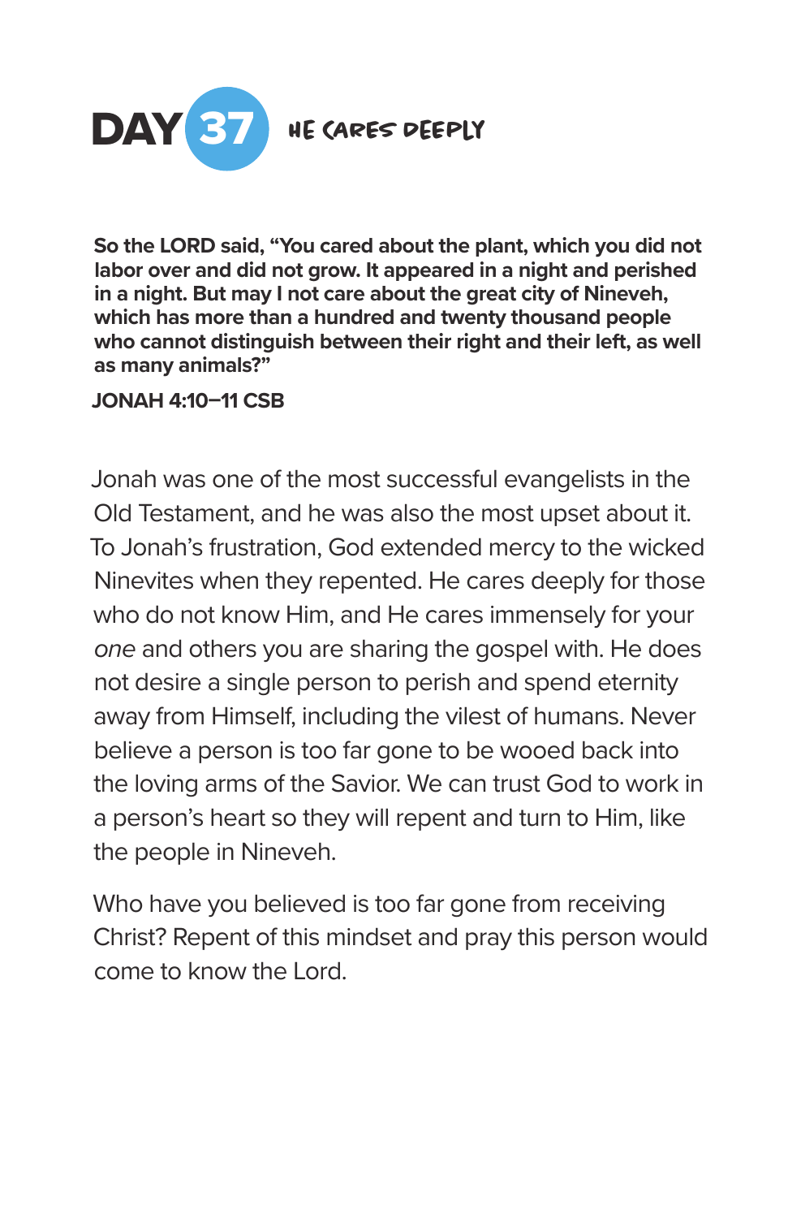# DAY 37 HE CARES DEEPLY

**So the LORD said, "You cared about the plant, which you did not labor over and did not grow. It appeared in a night and perished in a night. But may I not care about the great city of Nineveh, which has more than a hundred and twenty thousand people who cannot distinguish between their right and their left, as well as many animals?"**

**JONAH 4:10–11 CSB**

Jonah was one of the most successful evangelists in the Old Testament, and he was also the most upset about it. To Jonah's frustration, God extended mercy to the wicked Ninevites when they repented. He cares deeply for those who do not know Him, and He cares immensely for your *one* and others you are sharing the gospel with. He does not desire a single person to perish and spend eternity away from Himself, including the vilest of humans. Never believe a person is too far gone to be wooed back into the loving arms of the Savior. We can trust God to work in a person's heart so they will repent and turn to Him, like the people in Nineveh.

Who have you believed is too far gone from receiving Christ? Repent of this mindset and pray this person would come to know the Lord.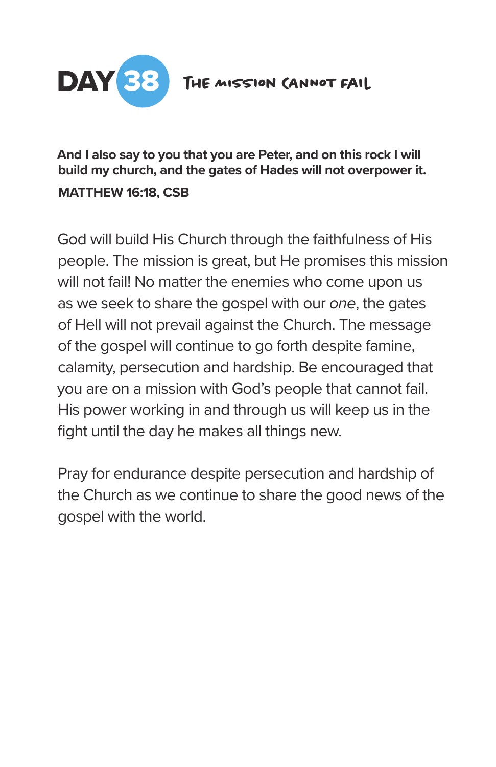# DAY 38 THE MISSION CANNOT FAIL

**And I also say to you that you are Peter, and on this rock I will build my church, and the gates of Hades will not overpower it.**

**MATTHEW 16:18, CSB**

God will build His Church through the faithfulness of His people. The mission is great, but He promises this mission will not fail! No matter the enemies who come upon us as we seek to share the gospel with our *one*, the gates of Hell will not prevail against the Church. The message of the gospel will continue to go forth despite famine, calamity, persecution and hardship. Be encouraged that you are on a mission with God's people that cannot fail. His power working in and through us will keep us in the fight until the day he makes all things new.

Pray for endurance despite persecution and hardship of the Church as we continue to share the good news of the gospel with the world.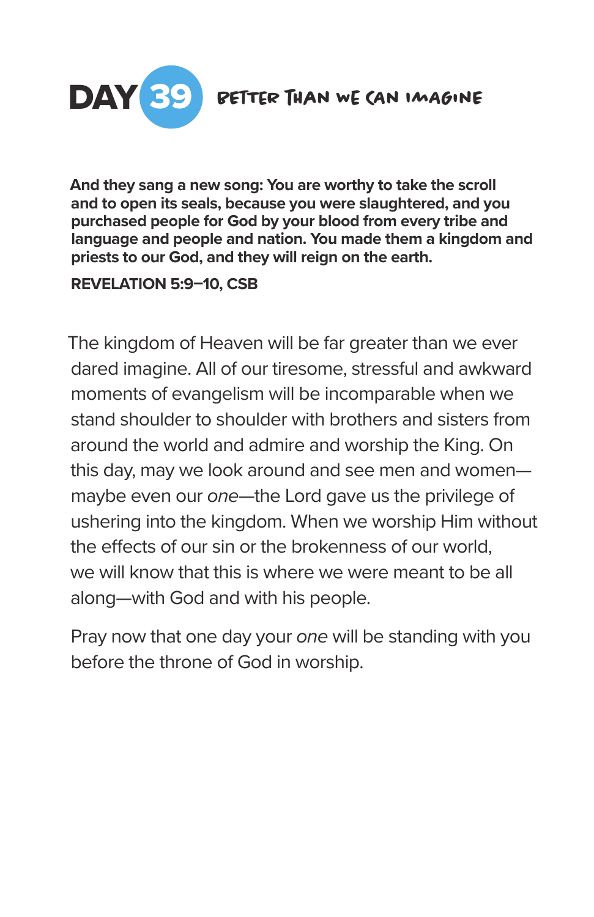# DAY 39 BETTER THAN WE CAN IMAGINE

**And they sang a new song: You are worthy to take the scroll and to open its seals, because you were slaughtered, and you purchased people for God by your blood from every tribe and language and people and nation. You made them a kingdom and priests to our God, and they will reign on the earth.**

**REVELATION 5:9–10, CSB**

The kingdom of Heaven will be far greater than we ever dared imagine. All of our tiresome, stressful and awkward moments of evangelism will be incomparable when we stand shoulder to shoulder with brothers and sisters from around the world and admire and worship the King. On this day, may we look around and see men and women—maybe even our *one*—the Lord gave us the privilege of ushering into the kingdom. When we worship Him without the effects of our sin or the brokenness of our world, we will know that this is where we were meant to be all along—with God and with his people.

Pray now that one day your *one* will be standing with you before the throne of God in worship.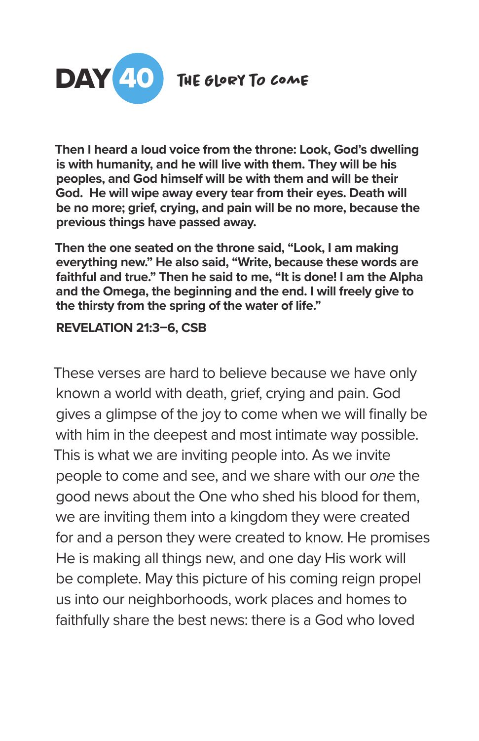# DAY 40 THE GLORY TO COME

**Then I heard a loud voice from the throne: Look, God's dwelling is with humanity, and he will live with them. They will be his peoples, and God himself will be with them and will be their God. He will wipe away every tear from their eyes. Death will be no more; grief, crying, and pain will be no more, because the previous things have passed away.**

**Then the one seated on the throne said, "Look, I am making everything new." He also said, "Write, because these words are faithful and true." Then he said to me, "It is done! I am the Alpha and the Omega, the beginning and the end. I will freely give to the thirsty from the spring of the water of life."**

**REVELATION 21:3–6, CSB**

These verses are hard to believe because we have only known a world with death, grief, crying and pain. God gives a glimpse of the joy to come when we will finally be with him in the deepest and most intimate way possible. This is what we are inviting people into. As we invite people to come and see, and we share with our *one* the good news about the One who shed his blood for them, we are inviting them into a kingdom they were created for and a person they were created to know. He promises He is making all things new, and one day His work will be complete. May this picture of his coming reign propel us into our neighborhoods, work places and homes to faithfully share the best news: there is a God who loved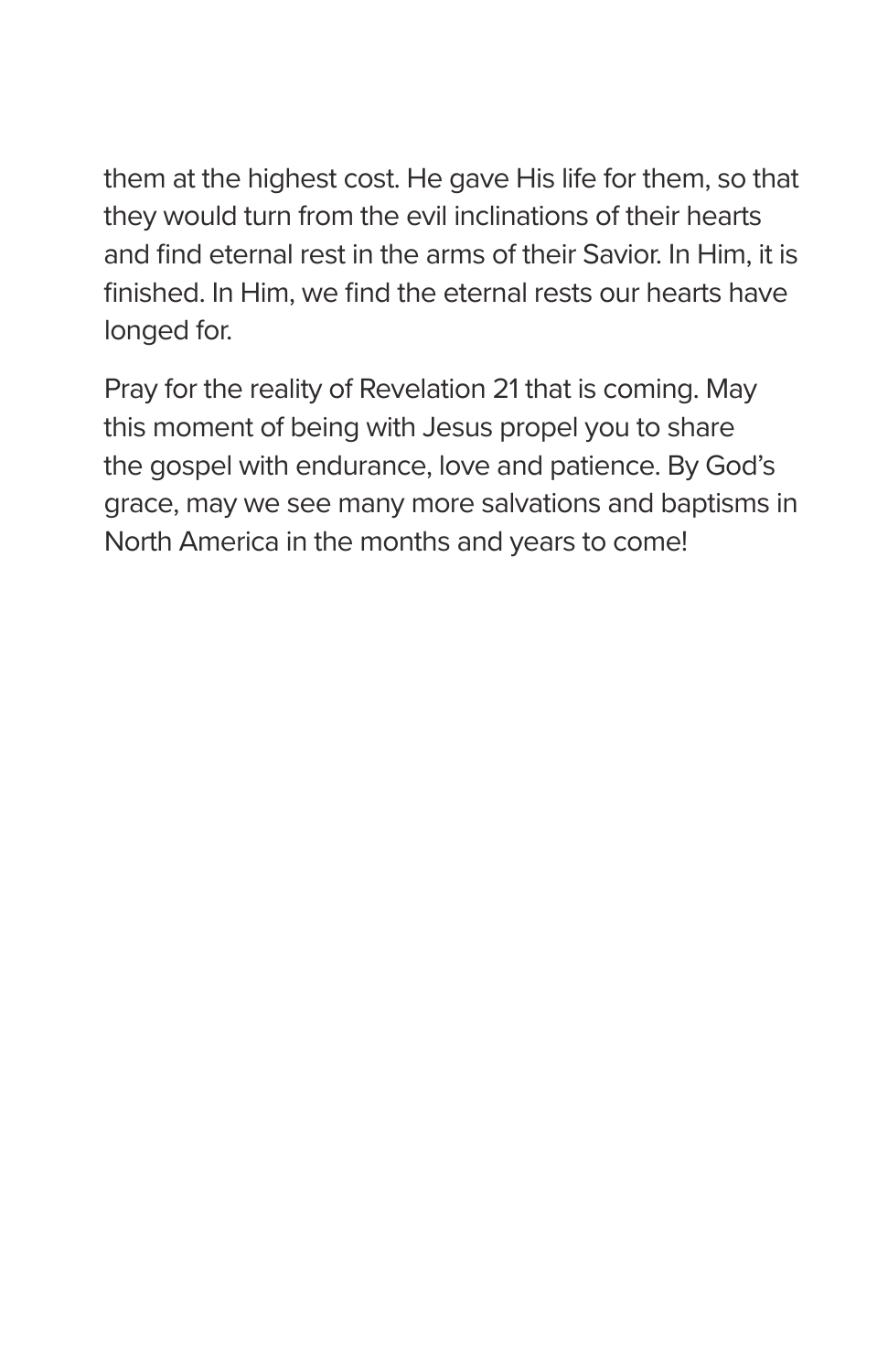them at the highest cost. He gave His life for them, so that they would turn from the evil inclinations of their hearts and find eternal rest in the arms of their Savior. In Him, it is finished. In Him, we find the eternal rests our hearts have longed for.

Pray for the reality of Revelation 21 that is coming. May this moment of being with Jesus propel you to share the gospel with endurance, love and patience. By God's grace, may we see many more salvations and baptisms in North America in the months and years to come!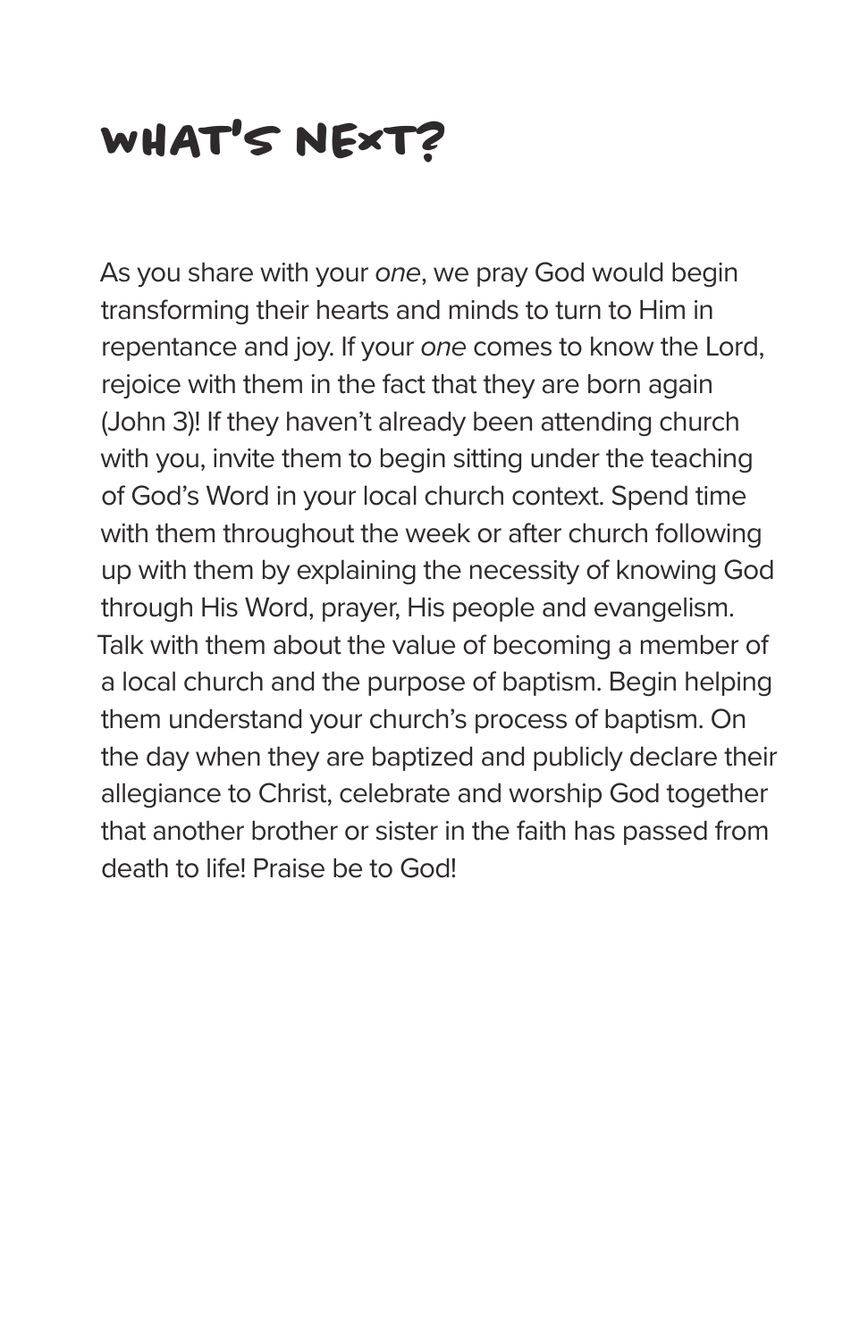# WHAT'S NEXT?

As you share with your *one*, we pray God would begin transforming their hearts and minds to turn to Him in repentance and joy. If your *one* comes to know the Lord, rejoice with them in the fact that they are born again (John 3)! If they haven't already been attending church with you, invite them to begin sitting under the teaching of God's Word in your local church context. Spend time with them throughout the week or after church following up with them by explaining the necessity of knowing God through His Word, prayer, His people and evangelism. Talk with them about the value of becoming a member of a local church and the purpose of baptism. Begin helping them understand your church's process of baptism. On the day when they are baptized and publicly declare their allegiance to Christ, celebrate and worship God together that another brother or sister in the faith has passed from death to life! Praise be to God!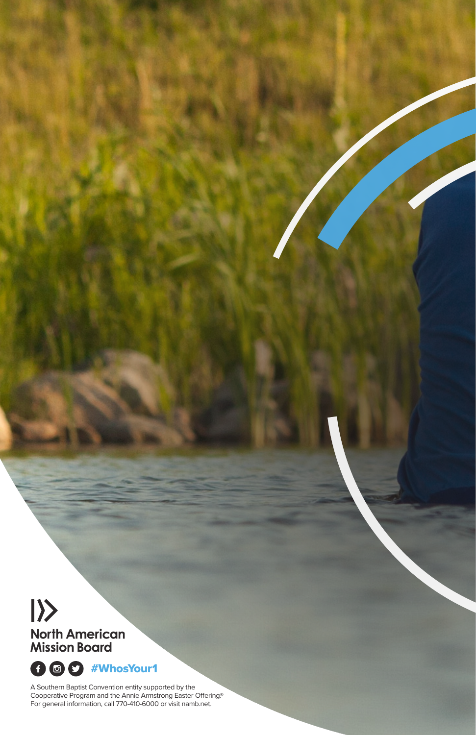North American Mission Board

#WhosYour1

A Southern Baptist Convention entity supported by the Cooperative Program and the Annie Armstrong Easter Offering.®
For general information, call 770-410-6000 or visit namb.net.